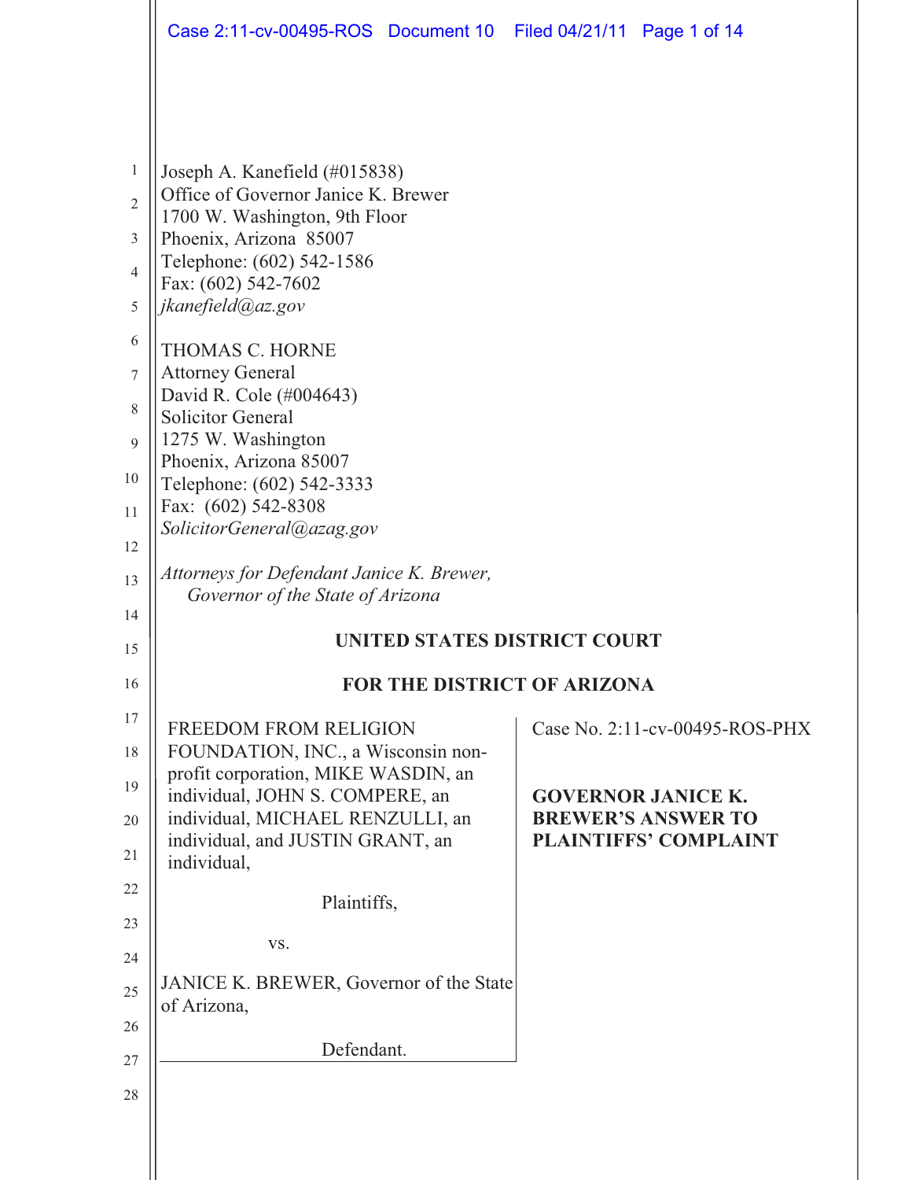Joseph A. Kanefield (#015838)
Office of Governor Janice K. Brewer
1700 W. Washington, 9th Floor
Phoenix, Arizona 85007
Telephone: (602) 542-1586
Fax: (602) 542-7602
*jkanefield@az.gov*

THOMAS C. HORNE
Attorney General
David R. Cole (#004643)
Solicitor General
1275 W. Washington
Phoenix, Arizona 85007
Telephone: (602) 542-3333
Fax: (602) 542-8308
*SolicitorGeneral@azag.gov*

*Attorneys for Defendant Janice K. Brewer, Governor of the State of Arizona*

**UNITED STATES DISTRICT COURT**

**FOR THE DISTRICT OF ARIZONA**

| | |
|---|---|
| FREEDOM FROM RELIGION FOUNDATION, INC., a Wisconsin non-profit corporation, MIKE WASDIN, an individual, JOHN S. COMPERE, an individual, MICHAEL RENZULLI, an individual, and JUSTIN GRANT, an individual,<br><br>Plaintiffs,<br><br>vs.<br><br>JANICE K. BREWER, Governor of the State of Arizona,<br><br>Defendant. | Case No. 2:11-cv-00495-ROS-PHX<br><br>**GOVERNOR JANICE K. BREWER'S ANSWER TO PLAINTIFFS' COMPLAINT** |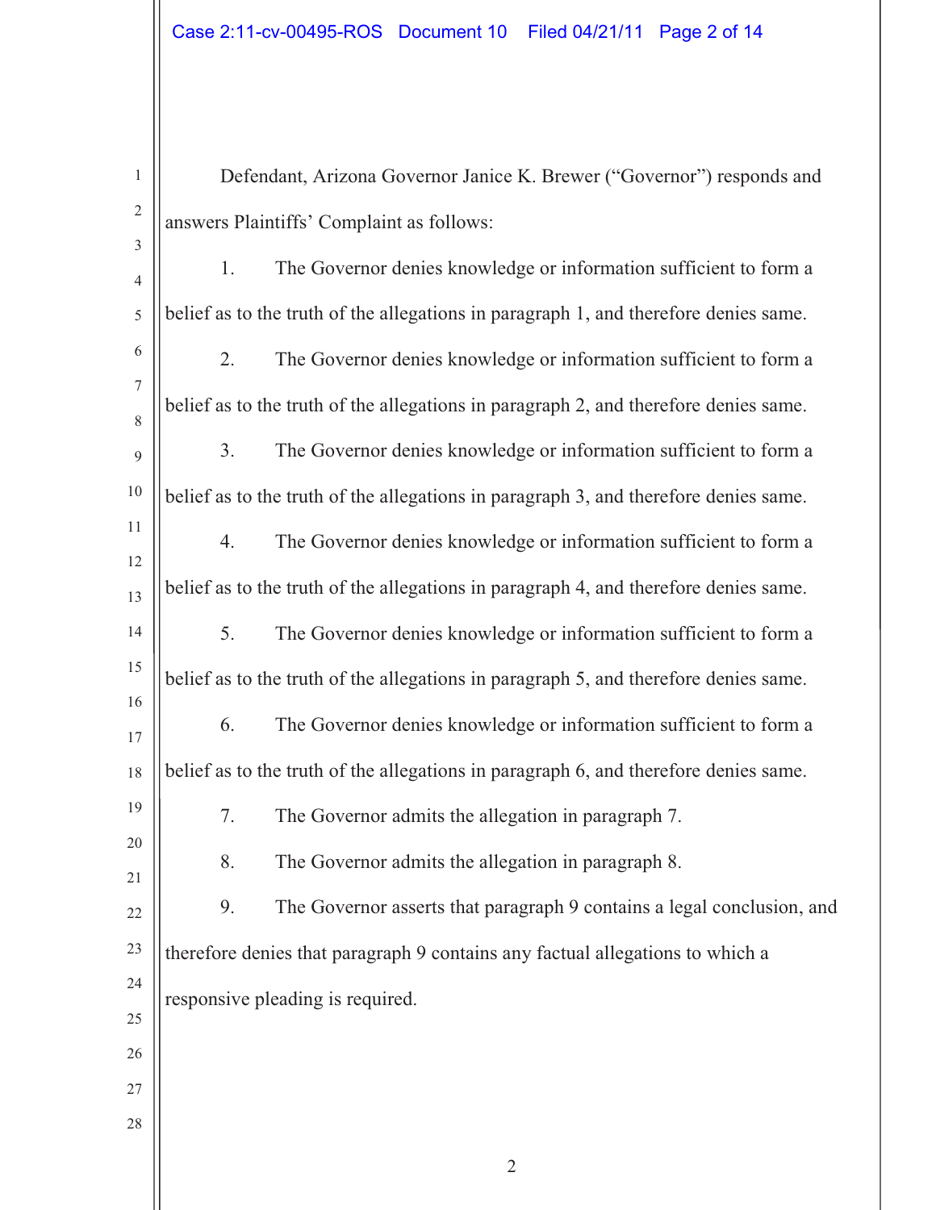Defendant, Arizona Governor Janice K. Brewer ("Governor") responds and answers Plaintiffs' Complaint as follows:

1. The Governor denies knowledge or information sufficient to form a belief as to the truth of the allegations in paragraph 1, and therefore denies same.

2. The Governor denies knowledge or information sufficient to form a belief as to the truth of the allegations in paragraph 2, and therefore denies same.

3. The Governor denies knowledge or information sufficient to form a belief as to the truth of the allegations in paragraph 3, and therefore denies same.

4. The Governor denies knowledge or information sufficient to form a belief as to the truth of the allegations in paragraph 4, and therefore denies same.

5. The Governor denies knowledge or information sufficient to form a belief as to the truth of the allegations in paragraph 5, and therefore denies same.

6. The Governor denies knowledge or information sufficient to form a belief as to the truth of the allegations in paragraph 6, and therefore denies same.

7. The Governor admits the allegation in paragraph 7.

8. The Governor admits the allegation in paragraph 8.

9. The Governor asserts that paragraph 9 contains a legal conclusion, and therefore denies that paragraph 9 contains any factual allegations to which a responsive pleading is required.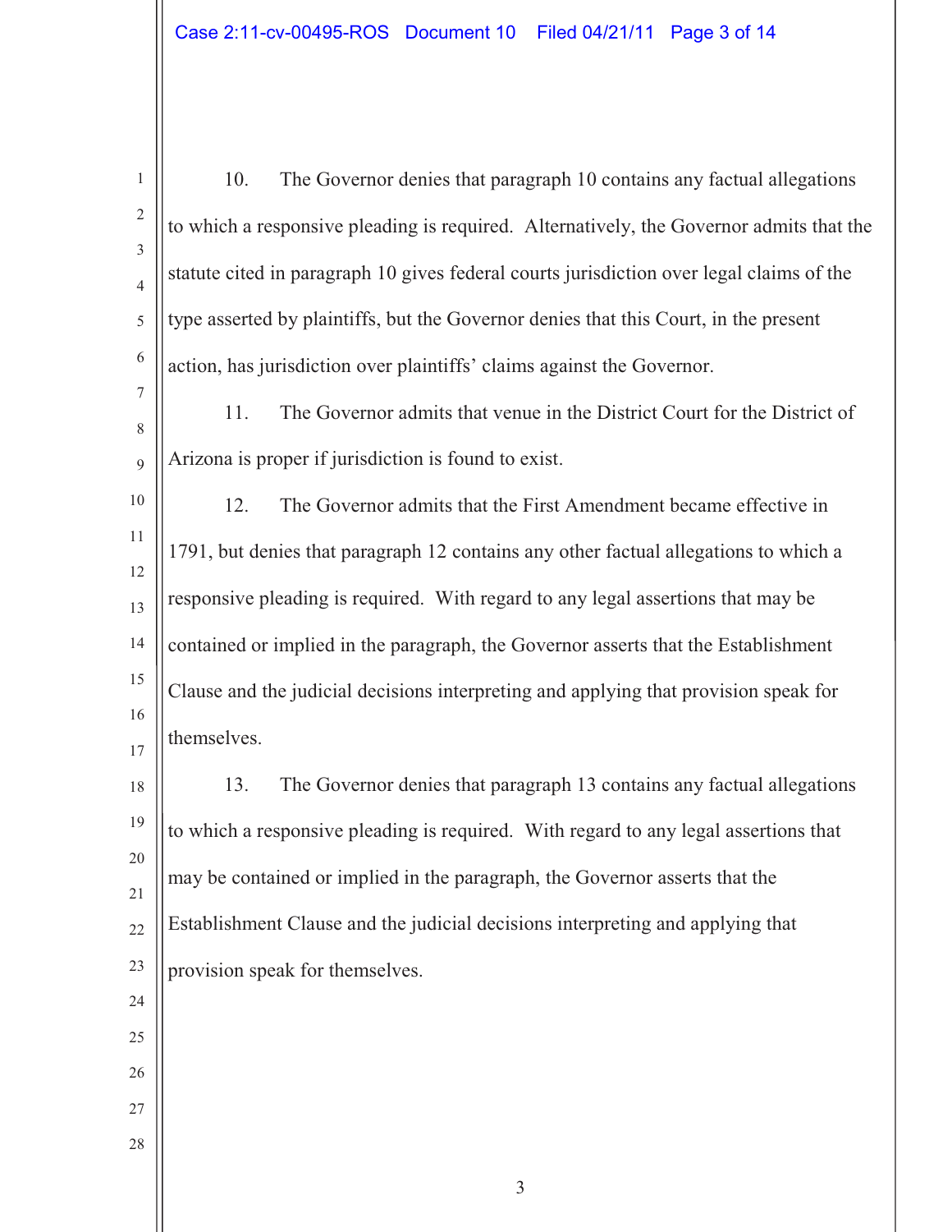10. The Governor denies that paragraph 10 contains any factual allegations to which a responsive pleading is required. Alternatively, the Governor admits that the statute cited in paragraph 10 gives federal courts jurisdiction over legal claims of the type asserted by plaintiffs, but the Governor denies that this Court, in the present action, has jurisdiction over plaintiffs' claims against the Governor.

11. The Governor admits that venue in the District Court for the District of Arizona is proper if jurisdiction is found to exist.

12. The Governor admits that the First Amendment became effective in 1791, but denies that paragraph 12 contains any other factual allegations to which a responsive pleading is required. With regard to any legal assertions that may be contained or implied in the paragraph, the Governor asserts that the Establishment Clause and the judicial decisions interpreting and applying that provision speak for themselves.

13. The Governor denies that paragraph 13 contains any factual allegations to which a responsive pleading is required. With regard to any legal assertions that may be contained or implied in the paragraph, the Governor asserts that the Establishment Clause and the judicial decisions interpreting and applying that provision speak for themselves.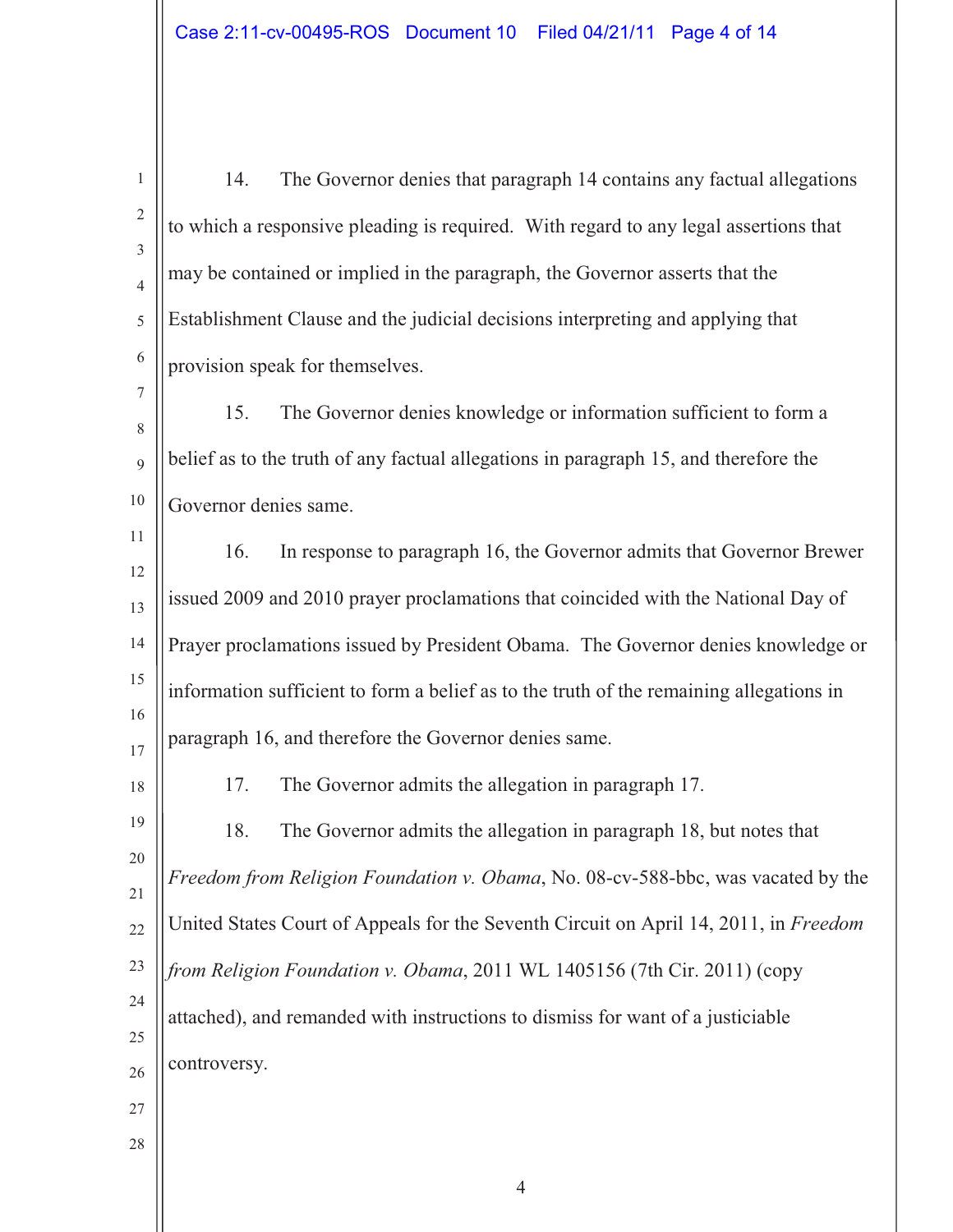14. The Governor denies that paragraph 14 contains any factual allegations to which a responsive pleading is required. With regard to any legal assertions that may be contained or implied in the paragraph, the Governor asserts that the Establishment Clause and the judicial decisions interpreting and applying that provision speak for themselves.

15. The Governor denies knowledge or information sufficient to form a belief as to the truth of any factual allegations in paragraph 15, and therefore the Governor denies same.

16. In response to paragraph 16, the Governor admits that Governor Brewer issued 2009 and 2010 prayer proclamations that coincided with the National Day of Prayer proclamations issued by President Obama. The Governor denies knowledge or information sufficient to form a belief as to the truth of the remaining allegations in paragraph 16, and therefore the Governor denies same.

17. The Governor admits the allegation in paragraph 17.

18. The Governor admits the allegation in paragraph 18, but notes that *Freedom from Religion Foundation v. Obama*, No. 08-cv-588-bbc, was vacated by the United States Court of Appeals for the Seventh Circuit on April 14, 2011, in *Freedom from Religion Foundation v. Obama*, 2011 WL 1405156 (7th Cir. 2011) (copy attached), and remanded with instructions to dismiss for want of a justiciable controversy.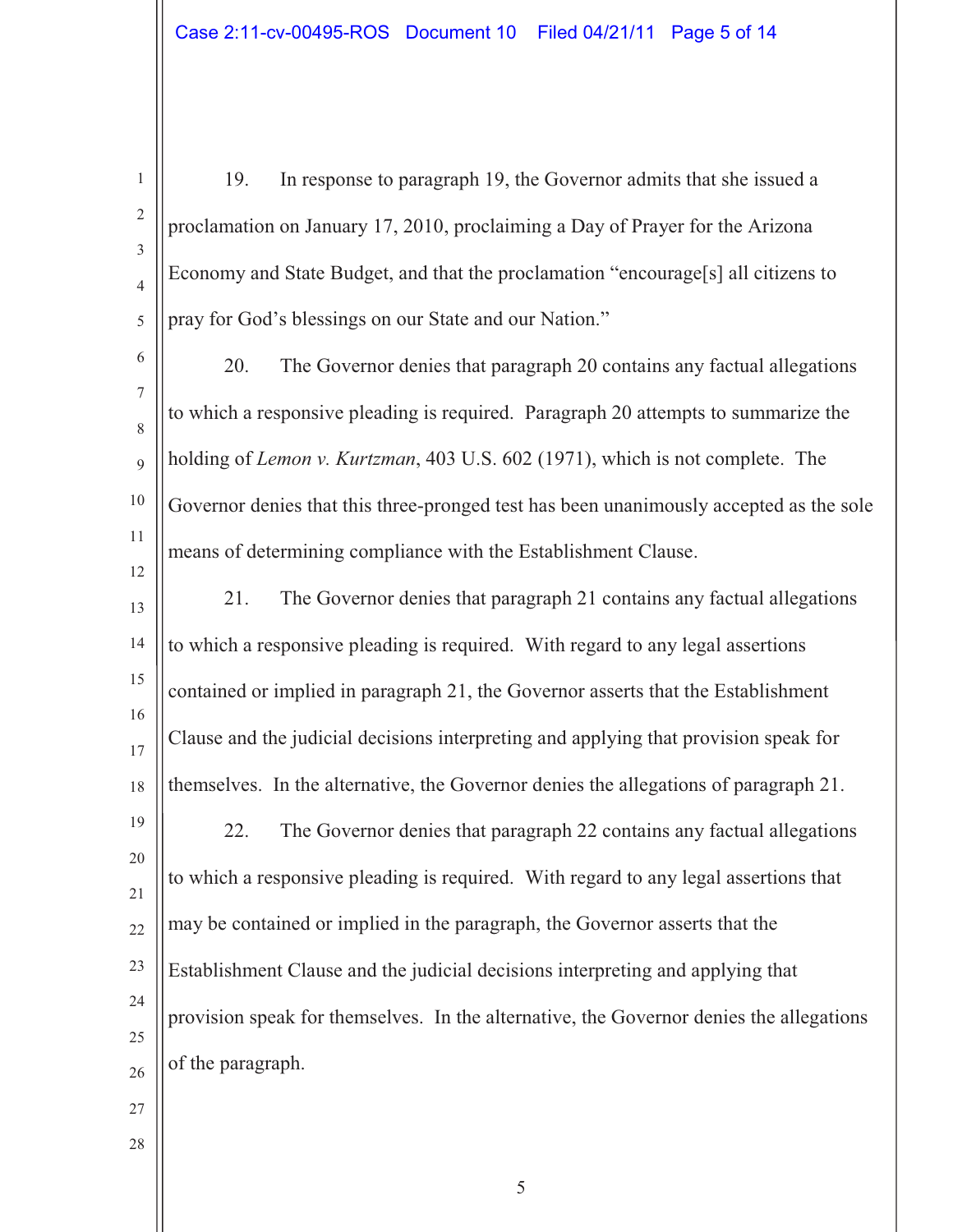19. In response to paragraph 19, the Governor admits that she issued a proclamation on January 17, 2010, proclaiming a Day of Prayer for the Arizona Economy and State Budget, and that the proclamation "encourage[s] all citizens to pray for God's blessings on our State and our Nation."

20. The Governor denies that paragraph 20 contains any factual allegations to which a responsive pleading is required. Paragraph 20 attempts to summarize the holding of *Lemon v. Kurtzman*, 403 U.S. 602 (1971), which is not complete. The Governor denies that this three-pronged test has been unanimously accepted as the sole means of determining compliance with the Establishment Clause.

21. The Governor denies that paragraph 21 contains any factual allegations to which a responsive pleading is required. With regard to any legal assertions contained or implied in paragraph 21, the Governor asserts that the Establishment Clause and the judicial decisions interpreting and applying that provision speak for themselves. In the alternative, the Governor denies the allegations of paragraph 21.

22. The Governor denies that paragraph 22 contains any factual allegations to which a responsive pleading is required. With regard to any legal assertions that may be contained or implied in the paragraph, the Governor asserts that the Establishment Clause and the judicial decisions interpreting and applying that provision speak for themselves. In the alternative, the Governor denies the allegations of the paragraph.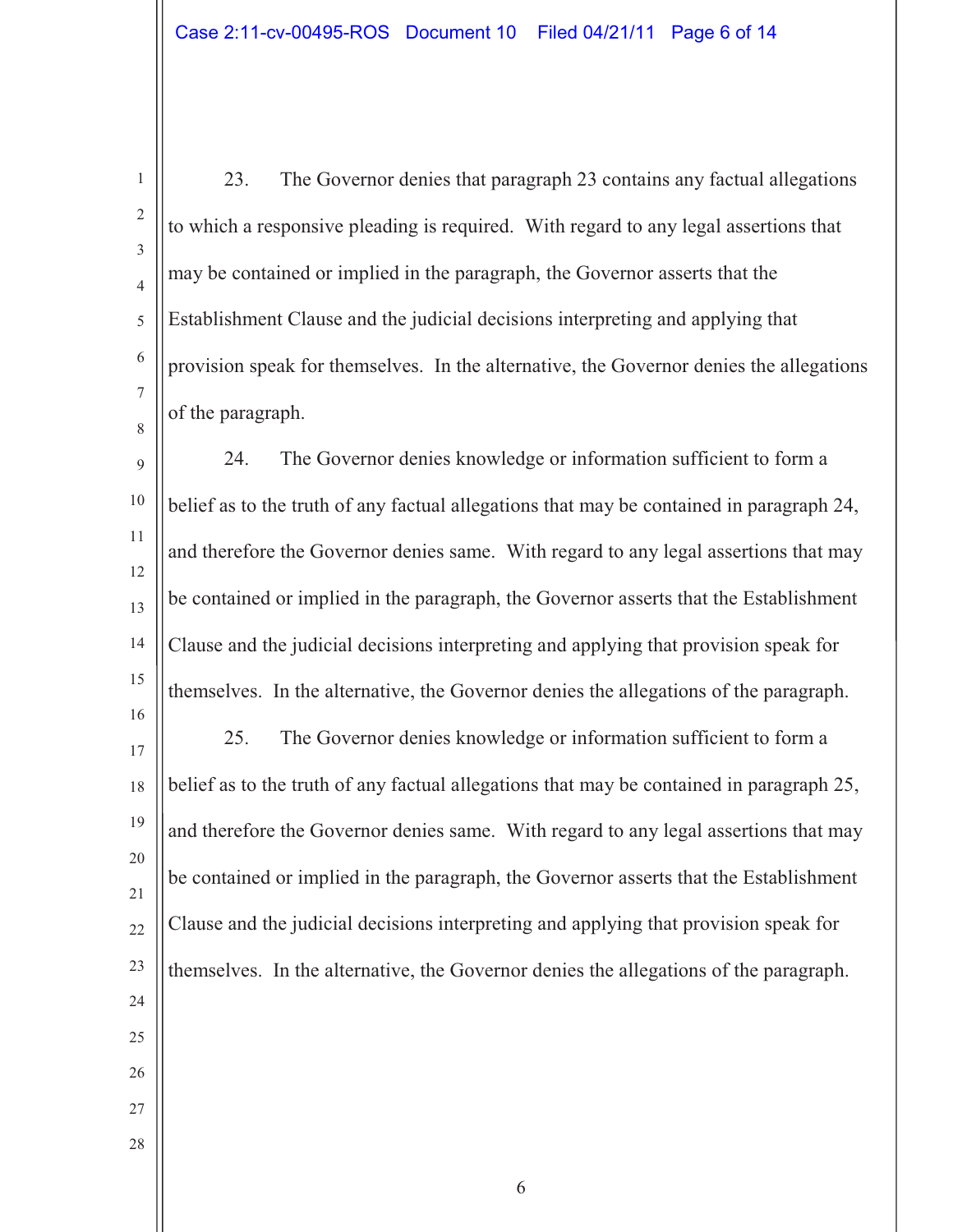23. The Governor denies that paragraph 23 contains any factual allegations to which a responsive pleading is required. With regard to any legal assertions that may be contained or implied in the paragraph, the Governor asserts that the Establishment Clause and the judicial decisions interpreting and applying that provision speak for themselves. In the alternative, the Governor denies the allegations of the paragraph.

24. The Governor denies knowledge or information sufficient to form a belief as to the truth of any factual allegations that may be contained in paragraph 24, and therefore the Governor denies same. With regard to any legal assertions that may be contained or implied in the paragraph, the Governor asserts that the Establishment Clause and the judicial decisions interpreting and applying that provision speak for themselves. In the alternative, the Governor denies the allegations of the paragraph.

25. The Governor denies knowledge or information sufficient to form a belief as to the truth of any factual allegations that may be contained in paragraph 25, and therefore the Governor denies same. With regard to any legal assertions that may be contained or implied in the paragraph, the Governor asserts that the Establishment Clause and the judicial decisions interpreting and applying that provision speak for themselves. In the alternative, the Governor denies the allegations of the paragraph.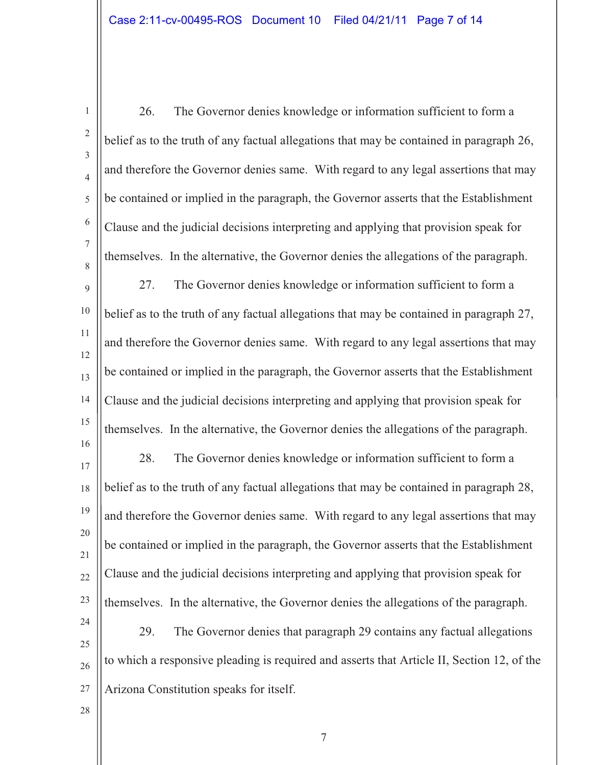26. The Governor denies knowledge or information sufficient to form a belief as to the truth of any factual allegations that may be contained in paragraph 26, and therefore the Governor denies same. With regard to any legal assertions that may be contained or implied in the paragraph, the Governor asserts that the Establishment Clause and the judicial decisions interpreting and applying that provision speak for themselves. In the alternative, the Governor denies the allegations of the paragraph.

27. The Governor denies knowledge or information sufficient to form a belief as to the truth of any factual allegations that may be contained in paragraph 27, and therefore the Governor denies same. With regard to any legal assertions that may be contained or implied in the paragraph, the Governor asserts that the Establishment Clause and the judicial decisions interpreting and applying that provision speak for themselves. In the alternative, the Governor denies the allegations of the paragraph.

28. The Governor denies knowledge or information sufficient to form a belief as to the truth of any factual allegations that may be contained in paragraph 28, and therefore the Governor denies same. With regard to any legal assertions that may be contained or implied in the paragraph, the Governor asserts that the Establishment Clause and the judicial decisions interpreting and applying that provision speak for themselves. In the alternative, the Governor denies the allegations of the paragraph.

29. The Governor denies that paragraph 29 contains any factual allegations to which a responsive pleading is required and asserts that Article II, Section 12, of the Arizona Constitution speaks for itself.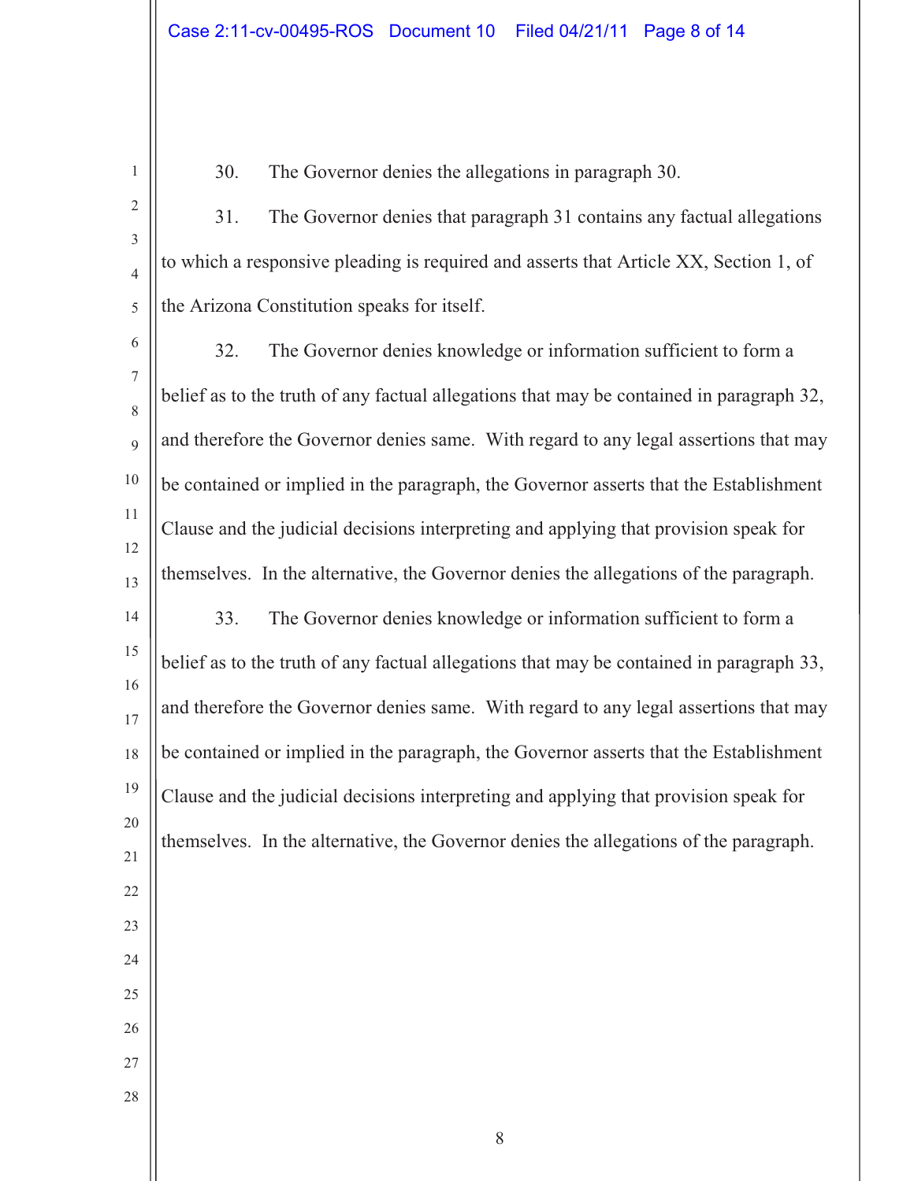30. The Governor denies the allegations in paragraph 30.

31. The Governor denies that paragraph 31 contains any factual allegations to which a responsive pleading is required and asserts that Article XX, Section 1, of the Arizona Constitution speaks for itself.

32. The Governor denies knowledge or information sufficient to form a belief as to the truth of any factual allegations that may be contained in paragraph 32, and therefore the Governor denies same. With regard to any legal assertions that may be contained or implied in the paragraph, the Governor asserts that the Establishment Clause and the judicial decisions interpreting and applying that provision speak for themselves. In the alternative, the Governor denies the allegations of the paragraph.

33. The Governor denies knowledge or information sufficient to form a belief as to the truth of any factual allegations that may be contained in paragraph 33, and therefore the Governor denies same. With regard to any legal assertions that may be contained or implied in the paragraph, the Governor asserts that the Establishment Clause and the judicial decisions interpreting and applying that provision speak for themselves. In the alternative, the Governor denies the allegations of the paragraph.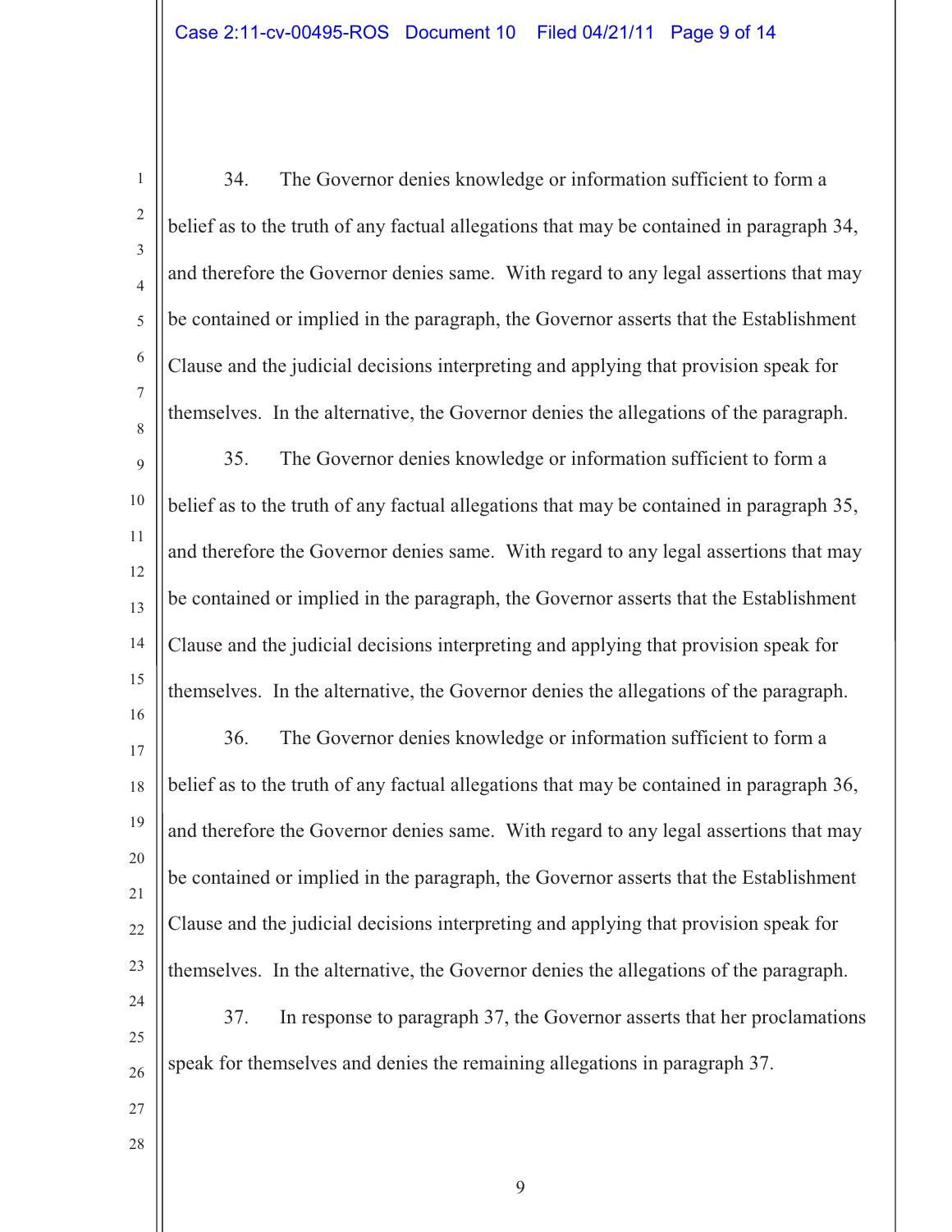34. The Governor denies knowledge or information sufficient to form a belief as to the truth of any factual allegations that may be contained in paragraph 34, and therefore the Governor denies same. With regard to any legal assertions that may be contained or implied in the paragraph, the Governor asserts that the Establishment Clause and the judicial decisions interpreting and applying that provision speak for themselves. In the alternative, the Governor denies the allegations of the paragraph.

35. The Governor denies knowledge or information sufficient to form a belief as to the truth of any factual allegations that may be contained in paragraph 35, and therefore the Governor denies same. With regard to any legal assertions that may be contained or implied in the paragraph, the Governor asserts that the Establishment Clause and the judicial decisions interpreting and applying that provision speak for themselves. In the alternative, the Governor denies the allegations of the paragraph.

36. The Governor denies knowledge or information sufficient to form a belief as to the truth of any factual allegations that may be contained in paragraph 36, and therefore the Governor denies same. With regard to any legal assertions that may be contained or implied in the paragraph, the Governor asserts that the Establishment Clause and the judicial decisions interpreting and applying that provision speak for themselves. In the alternative, the Governor denies the allegations of the paragraph.

37. In response to paragraph 37, the Governor asserts that her proclamations speak for themselves and denies the remaining allegations in paragraph 37.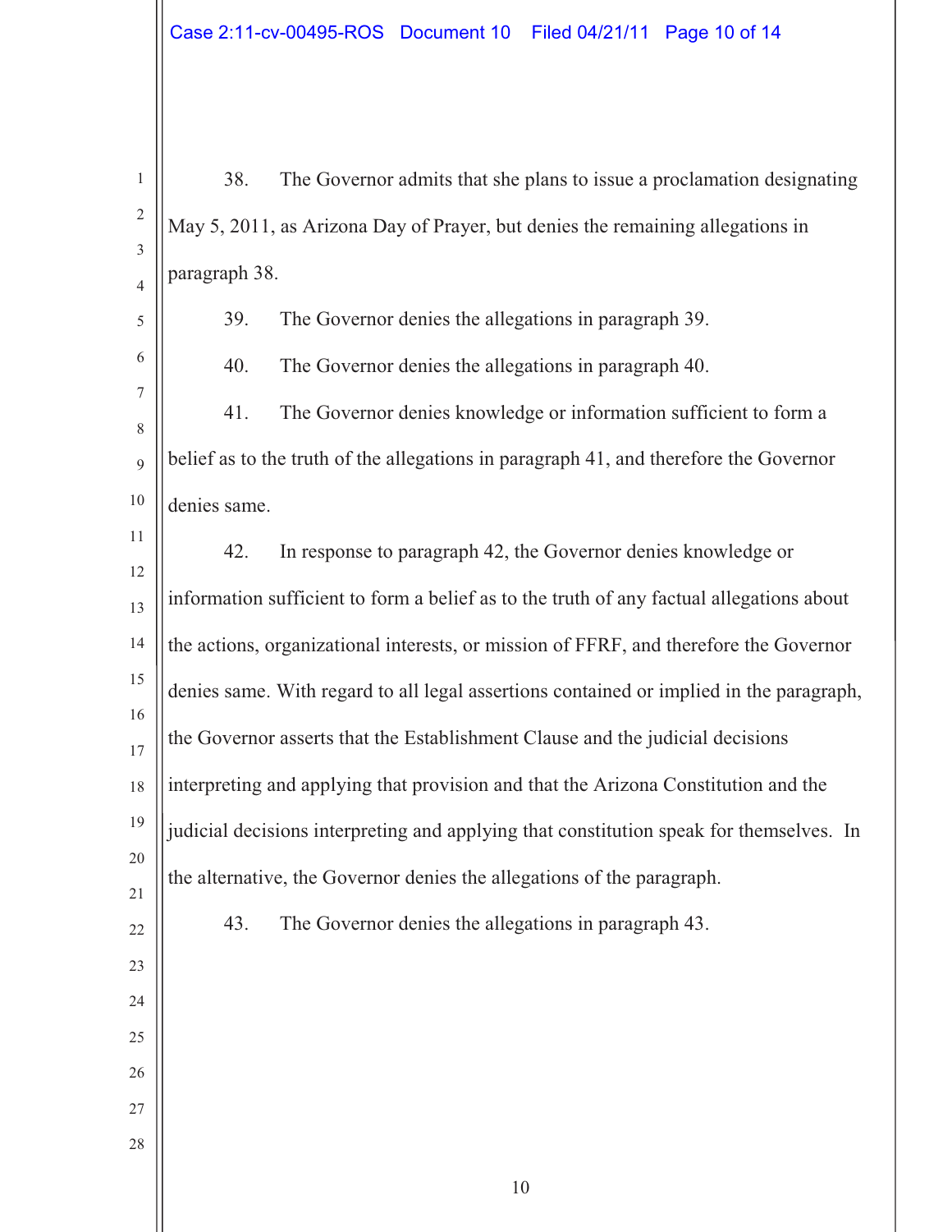38. The Governor admits that she plans to issue a proclamation designating May 5, 2011, as Arizona Day of Prayer, but denies the remaining allegations in paragraph 38.

39. The Governor denies the allegations in paragraph 39.

40. The Governor denies the allegations in paragraph 40.

41. The Governor denies knowledge or information sufficient to form a belief as to the truth of the allegations in paragraph 41, and therefore the Governor denies same.

42. In response to paragraph 42, the Governor denies knowledge or information sufficient to form a belief as to the truth of any factual allegations about the actions, organizational interests, or mission of FFRF, and therefore the Governor denies same. With regard to all legal assertions contained or implied in the paragraph, the Governor asserts that the Establishment Clause and the judicial decisions interpreting and applying that provision and that the Arizona Constitution and the judicial decisions interpreting and applying that constitution speak for themselves. In the alternative, the Governor denies the allegations of the paragraph.

43. The Governor denies the allegations in paragraph 43.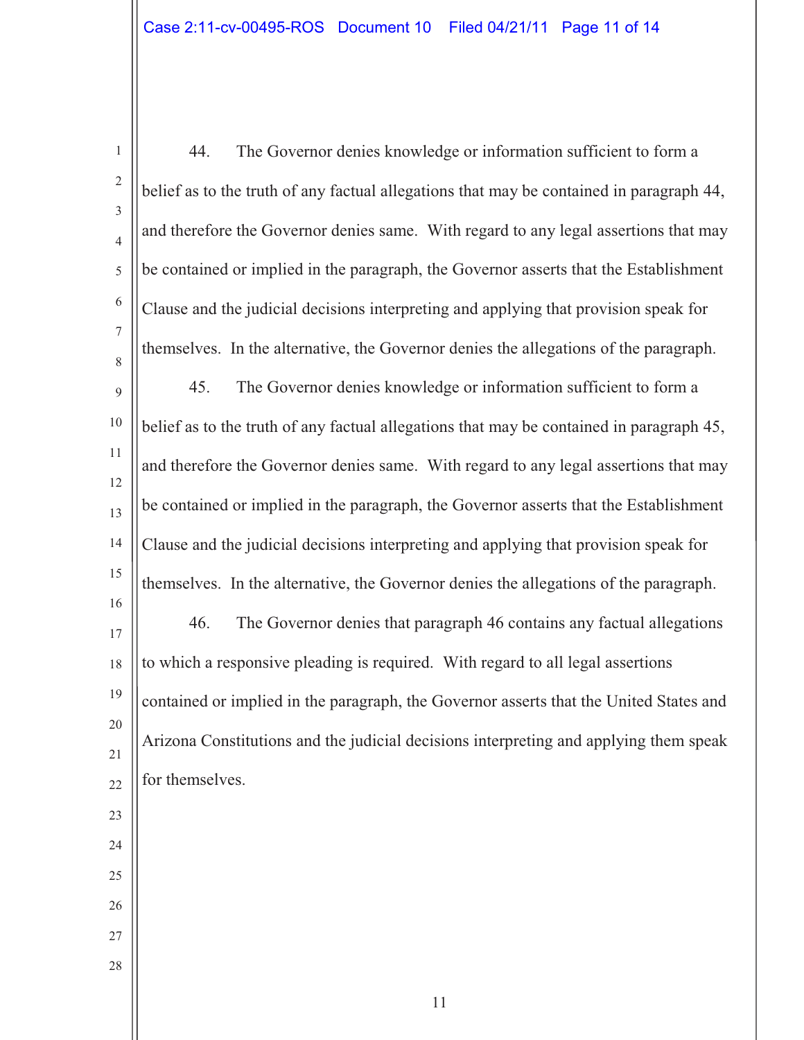44. The Governor denies knowledge or information sufficient to form a belief as to the truth of any factual allegations that may be contained in paragraph 44, and therefore the Governor denies same. With regard to any legal assertions that may be contained or implied in the paragraph, the Governor asserts that the Establishment Clause and the judicial decisions interpreting and applying that provision speak for themselves. In the alternative, the Governor denies the allegations of the paragraph.

45. The Governor denies knowledge or information sufficient to form a belief as to the truth of any factual allegations that may be contained in paragraph 45, and therefore the Governor denies same. With regard to any legal assertions that may be contained or implied in the paragraph, the Governor asserts that the Establishment Clause and the judicial decisions interpreting and applying that provision speak for themselves. In the alternative, the Governor denies the allegations of the paragraph.

46. The Governor denies that paragraph 46 contains any factual allegations to which a responsive pleading is required. With regard to all legal assertions contained or implied in the paragraph, the Governor asserts that the United States and Arizona Constitutions and the judicial decisions interpreting and applying them speak for themselves.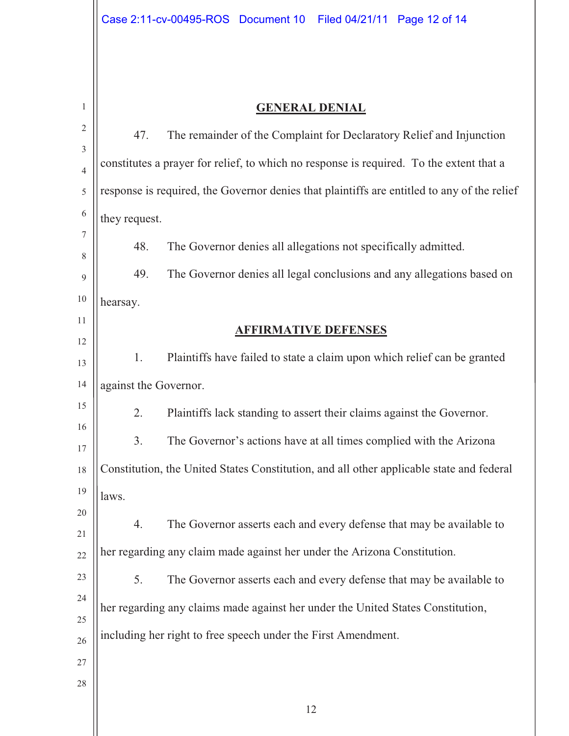## GENERAL DENIAL

47. The remainder of the Complaint for Declaratory Relief and Injunction constitutes a prayer for relief, to which no response is required. To the extent that a response is required, the Governor denies that plaintiffs are entitled to any of the relief they request.

48. The Governor denies all allegations not specifically admitted.

49. The Governor denies all legal conclusions and any allegations based on hearsay.

## AFFIRMATIVE DEFENSES

1. Plaintiffs have failed to state a claim upon which relief can be granted against the Governor.

2. Plaintiffs lack standing to assert their claims against the Governor.

3. The Governor's actions have at all times complied with the Arizona Constitution, the United States Constitution, and all other applicable state and federal laws.

4. The Governor asserts each and every defense that may be available to her regarding any claim made against her under the Arizona Constitution.

5. The Governor asserts each and every defense that may be available to her regarding any claims made against her under the United States Constitution, including her right to free speech under the First Amendment.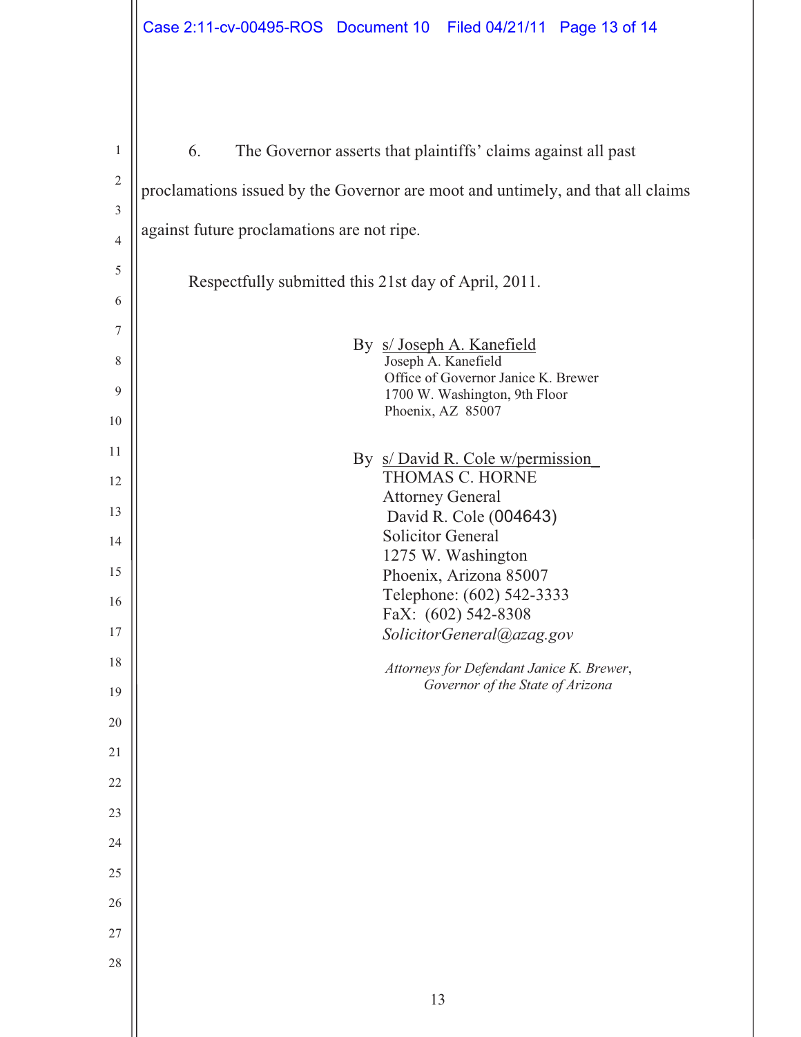6. The Governor asserts that plaintiffs' claims against all past proclamations issued by the Governor are moot and untimely, and that all claims against future proclamations are not ripe.

Respectfully submitted this 21st day of April, 2011.

By s/ Joseph A. Kanefield
Joseph A. Kanefield
Office of Governor Janice K. Brewer
1700 W. Washington, 9th Floor
Phoenix, AZ 85007

By s/ David R. Cole w/permission_
THOMAS C. HORNE
Attorney General
David R. Cole (004643)
Solicitor General
1275 W. Washington
Phoenix, Arizona 85007
Telephone: (602) 542-3333
FaX: (602) 542-8308
*SolicitorGeneral@azag.gov*

*Attorneys for Defendant Janice K. Brewer, Governor of the State of Arizona*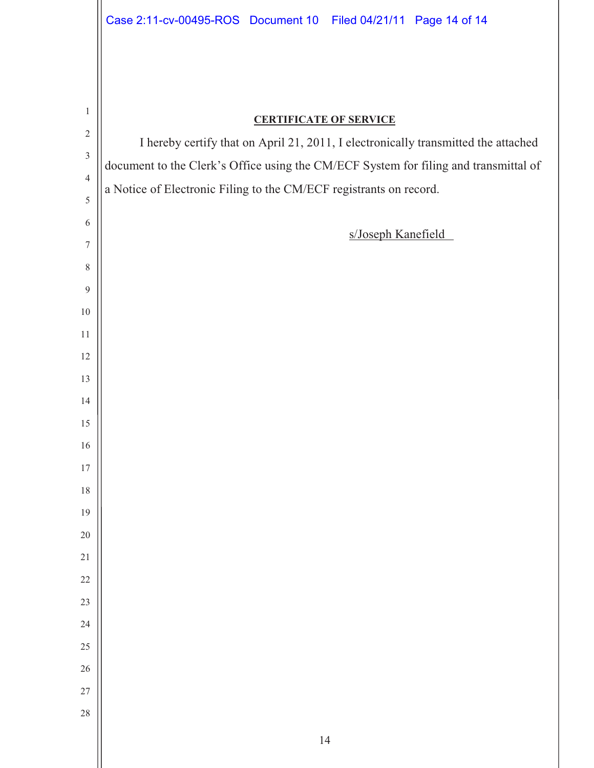**CERTIFICATE OF SERVICE**

I hereby certify that on April 21, 2011, I electronically transmitted the attached document to the Clerk's Office using the CM/ECF System for filing and transmittal of a Notice of Electronic Filing to the CM/ECF registrants on record.

s/Joseph Kanefield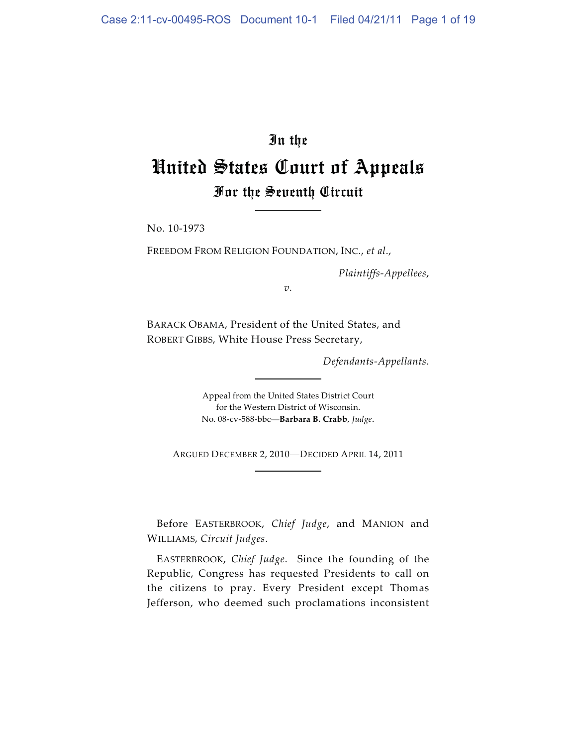# In the
# United States Court of Appeals
## For the Seventh Circuit

No. 10-1973

FREEDOM FROM RELIGION FOUNDATION, INC., *et al.*,

*Plaintiffs-Appellees*,

*v.*

BARACK OBAMA, President of the United States, and ROBERT GIBBS, White House Press Secretary,

*Defendants-Appellants*.

Appeal from the United States District Court for the Western District of Wisconsin.
No. 08-cv-588-bbc—**Barbara B. Crabb**, *Judge*.

ARGUED DECEMBER 2, 2010—DECIDED APRIL 14, 2011

Before EASTERBROOK, *Chief Judge*, and MANION and WILLIAMS, *Circuit Judges*.

EASTERBROOK, *Chief Judge*. Since the founding of the Republic, Congress has requested Presidents to call on the citizens to pray. Every President except Thomas Jefferson, who deemed such proclamations inconsistent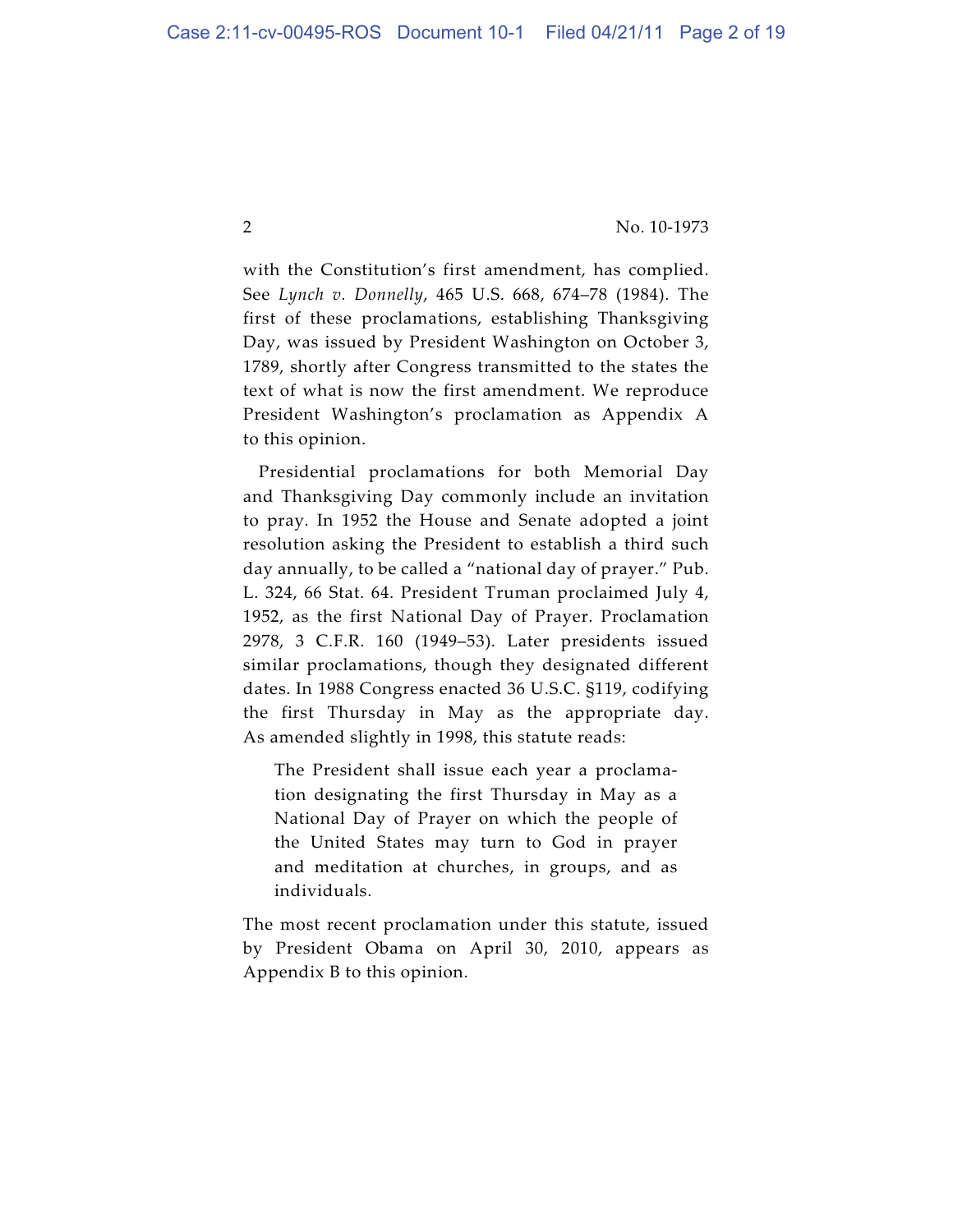with the Constitution's first amendment, has complied. See *Lynch v. Donnelly*, 465 U.S. 668, 674–78 (1984). The first of these proclamations, establishing Thanksgiving Day, was issued by President Washington on October 3, 1789, shortly after Congress transmitted to the states the text of what is now the first amendment. We reproduce President Washington's proclamation as Appendix A to this opinion.

Presidential proclamations for both Memorial Day and Thanksgiving Day commonly include an invitation to pray. In 1952 the House and Senate adopted a joint resolution asking the President to establish a third such day annually, to be called a "national day of prayer." Pub. L. 324, 66 Stat. 64. President Truman proclaimed July 4, 1952, as the first National Day of Prayer. Proclamation 2978, 3 C.F.R. 160 (1949–53). Later presidents issued similar proclamations, though they designated different dates. In 1988 Congress enacted 36 U.S.C. §119, codifying the first Thursday in May as the appropriate day. As amended slightly in 1998, this statute reads:

> The President shall issue each year a proclamation designating the first Thursday in May as a National Day of Prayer on which the people of the United States may turn to God in prayer and meditation at churches, in groups, and as individuals.

The most recent proclamation under this statute, issued by President Obama on April 30, 2010, appears as Appendix B to this opinion.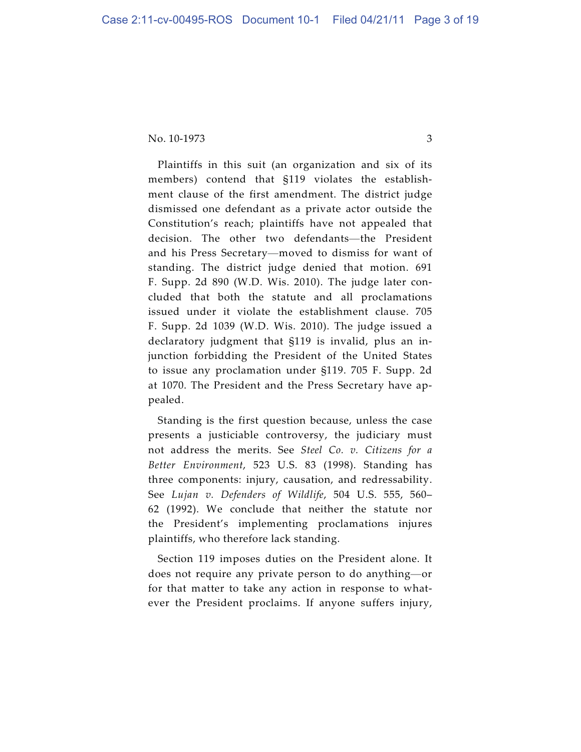Plaintiffs in this suit (an organization and six of its members) contend that §119 violates the establishment clause of the first amendment. The district judge dismissed one defendant as a private actor outside the Constitution's reach; plaintiffs have not appealed that decision. The other two defendants—the President and his Press Secretary—moved to dismiss for want of standing. The district judge denied that motion. 691 F. Supp. 2d 890 (W.D. Wis. 2010). The judge later concluded that both the statute and all proclamations issued under it violate the establishment clause. 705 F. Supp. 2d 1039 (W.D. Wis. 2010). The judge issued a declaratory judgment that §119 is invalid, plus an injunction forbidding the President of the United States to issue any proclamation under §119. 705 F. Supp. 2d at 1070. The President and the Press Secretary have appealed.

Standing is the first question because, unless the case presents a justiciable controversy, the judiciary must not address the merits. See *Steel Co. v. Citizens for a Better Environment*, 523 U.S. 83 (1998). Standing has three components: injury, causation, and redressability. See *Lujan v. Defenders of Wildlife*, 504 U.S. 555, 560–62 (1992). We conclude that neither the statute nor the President's implementing proclamations injures plaintiffs, who therefore lack standing.

Section 119 imposes duties on the President alone. It does not require any private person to do anything—or for that matter to take any action in response to whatever the President proclaims. If anyone suffers injury,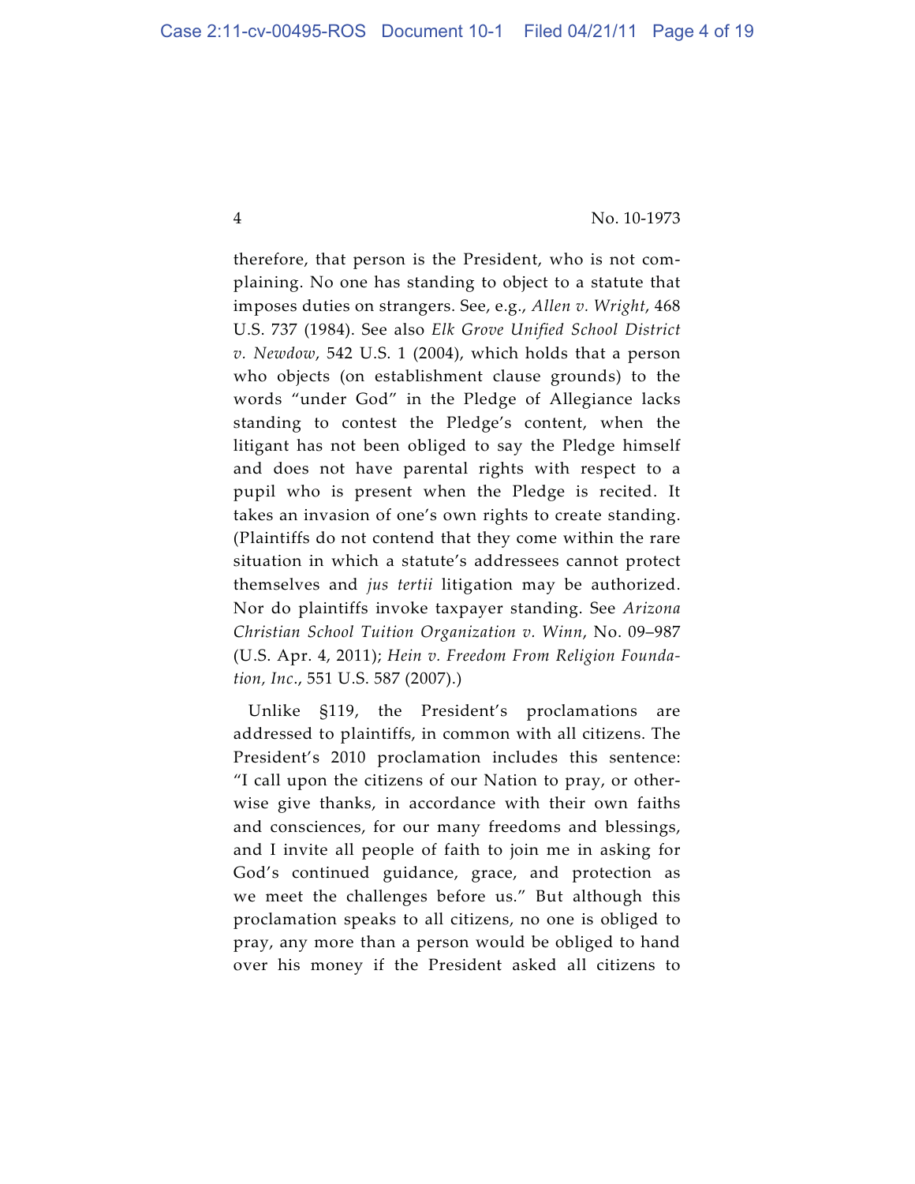therefore, that person is the President, who is not complaining. No one has standing to object to a statute that imposes duties on strangers. See, e.g., *Allen v. Wright*, 468 U.S. 737 (1984). See also *Elk Grove Unified School District v. Newdow*, 542 U.S. 1 (2004), which holds that a person who objects (on establishment clause grounds) to the words "under God" in the Pledge of Allegiance lacks standing to contest the Pledge's content, when the litigant has not been obliged to say the Pledge himself and does not have parental rights with respect to a pupil who is present when the Pledge is recited. It takes an invasion of one's own rights to create standing. (Plaintiffs do not contend that they come within the rare situation in which a statute's addressees cannot protect themselves and *jus tertii* litigation may be authorized. Nor do plaintiffs invoke taxpayer standing. See *Arizona Christian School Tuition Organization v. Winn*, No. 09–987 (U.S. Apr. 4, 2011); *Hein v. Freedom From Religion Foundation, Inc.*, 551 U.S. 587 (2007).)

Unlike §119, the President's proclamations are addressed to plaintiffs, in common with all citizens. The President's 2010 proclamation includes this sentence: "I call upon the citizens of our Nation to pray, or otherwise give thanks, in accordance with their own faiths and consciences, for our many freedoms and blessings, and I invite all people of faith to join me in asking for God's continued guidance, grace, and protection as we meet the challenges before us." But although this proclamation speaks to all citizens, no one is obliged to pray, any more than a person would be obliged to hand over his money if the President asked all citizens to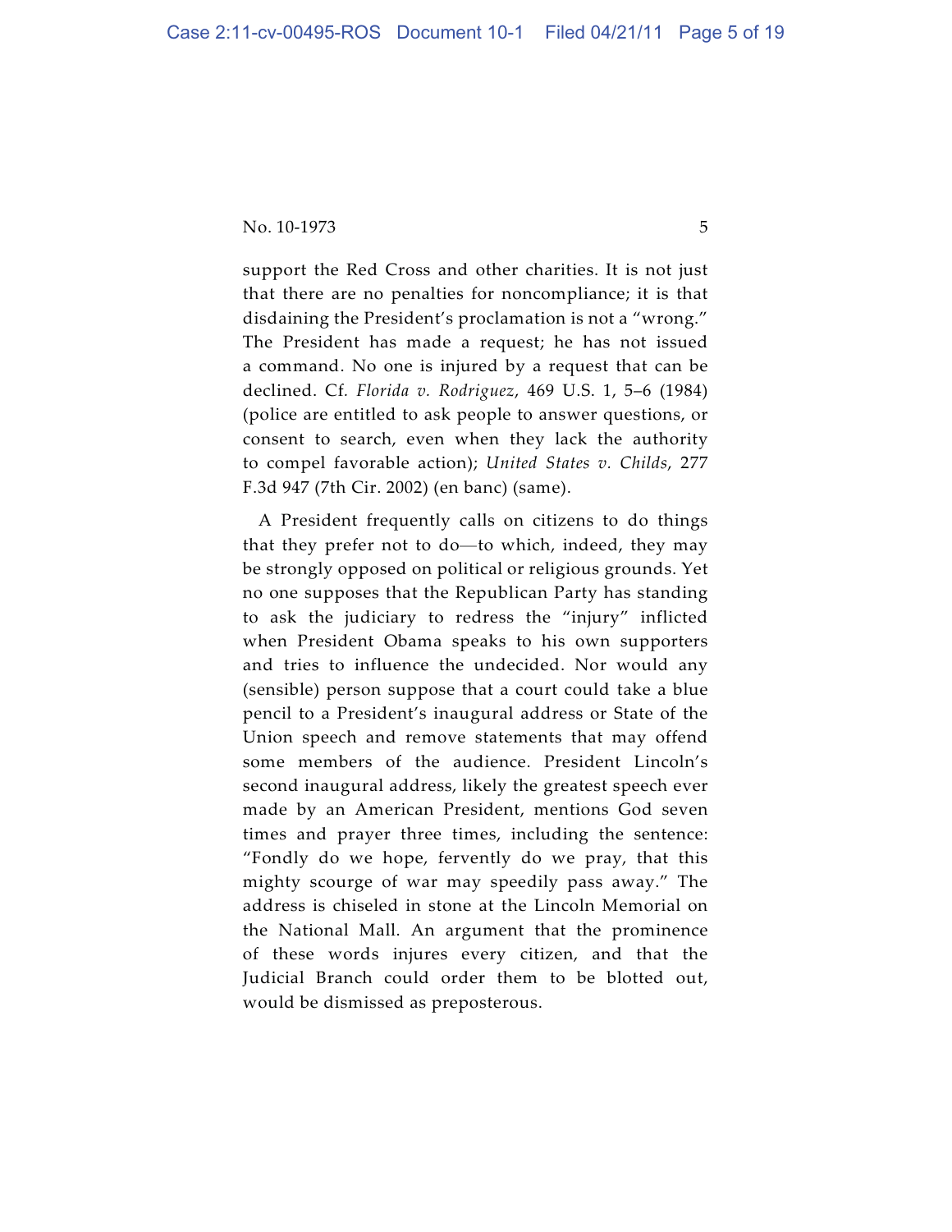support the Red Cross and other charities. It is not just that there are no penalties for noncompliance; it is that disdaining the President's proclamation is not a "wrong." The President has made a request; he has not issued a command. No one is injured by a request that can be declined. Cf. *Florida v. Rodriguez*, 469 U.S. 1, 5–6 (1984) (police are entitled to ask people to answer questions, or consent to search, even when they lack the authority to compel favorable action); *United States v. Childs*, 277 F.3d 947 (7th Cir. 2002) (en banc) (same).

A President frequently calls on citizens to do things that they prefer not to do—to which, indeed, they may be strongly opposed on political or religious grounds. Yet no one supposes that the Republican Party has standing to ask the judiciary to redress the "injury" inflicted when President Obama speaks to his own supporters and tries to influence the undecided. Nor would any (sensible) person suppose that a court could take a blue pencil to a President's inaugural address or State of the Union speech and remove statements that may offend some members of the audience. President Lincoln's second inaugural address, likely the greatest speech ever made by an American President, mentions God seven times and prayer three times, including the sentence: "Fondly do we hope, fervently do we pray, that this mighty scourge of war may speedily pass away." The address is chiseled in stone at the Lincoln Memorial on the National Mall. An argument that the prominence of these words injures every citizen, and that the Judicial Branch could order them to be blotted out, would be dismissed as preposterous.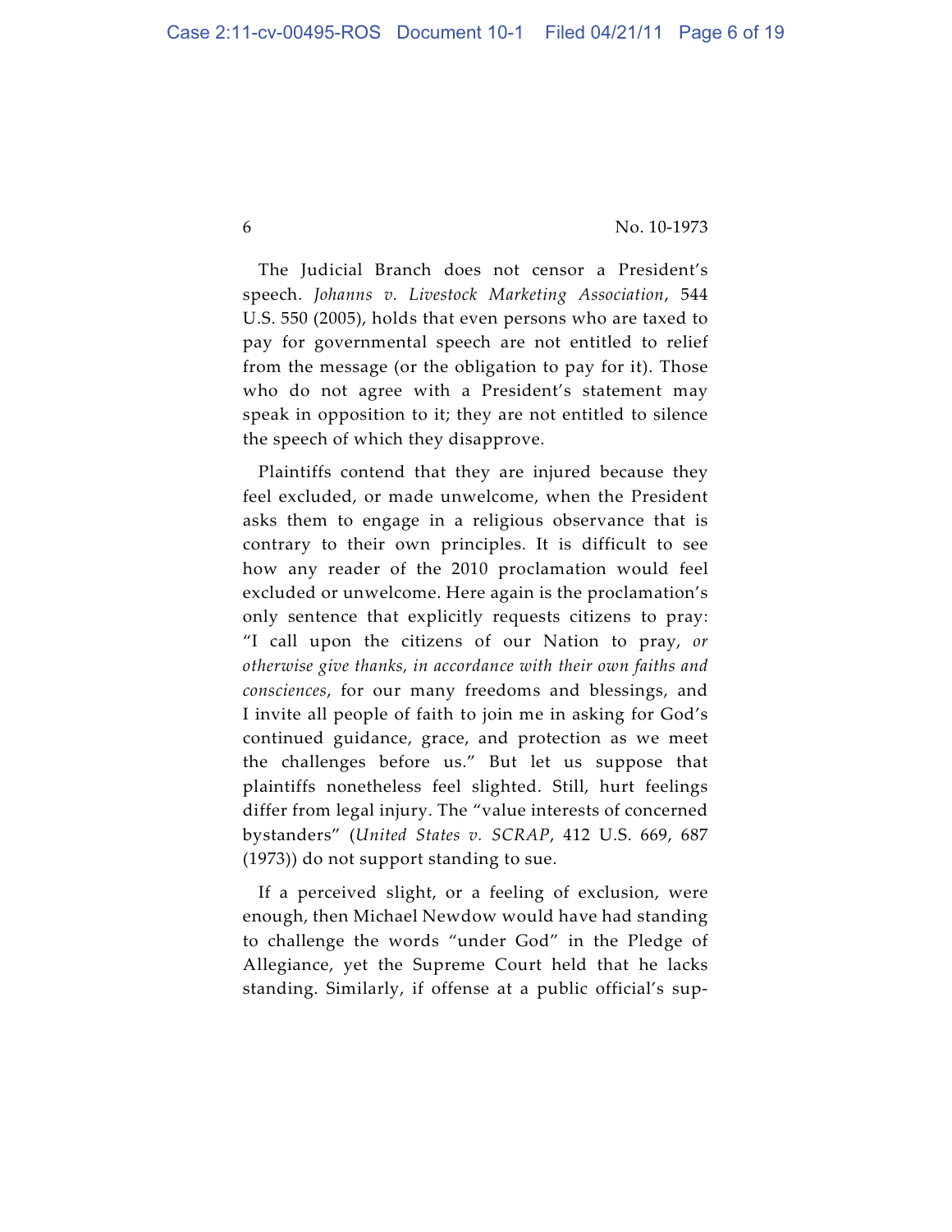The Judicial Branch does not censor a President's speech. *Johanns v. Livestock Marketing Association*, 544 U.S. 550 (2005), holds that even persons who are taxed to pay for governmental speech are not entitled to relief from the message (or the obligation to pay for it). Those who do not agree with a President's statement may speak in opposition to it; they are not entitled to silence the speech of which they disapprove.

Plaintiffs contend that they are injured because they feel excluded, or made unwelcome, when the President asks them to engage in a religious observance that is contrary to their own principles. It is difficult to see how any reader of the 2010 proclamation would feel excluded or unwelcome. Here again is the proclamation's only sentence that explicitly requests citizens to pray: "I call upon the citizens of our Nation to pray, *or otherwise give thanks, in accordance with their own faiths and consciences*, for our many freedoms and blessings, and I invite all people of faith to join me in asking for God's continued guidance, grace, and protection as we meet the challenges before us." But let us suppose that plaintiffs nonetheless feel slighted. Still, hurt feelings differ from legal injury. The "value interests of concerned bystanders" (*United States v. SCRAP*, 412 U.S. 669, 687 (1973)) do not support standing to sue.

If a perceived slight, or a feeling of exclusion, were enough, then Michael Newdow would have had standing to challenge the words "under God" in the Pledge of Allegiance, yet the Supreme Court held that he lacks standing. Similarly, if offense at a public official's sup-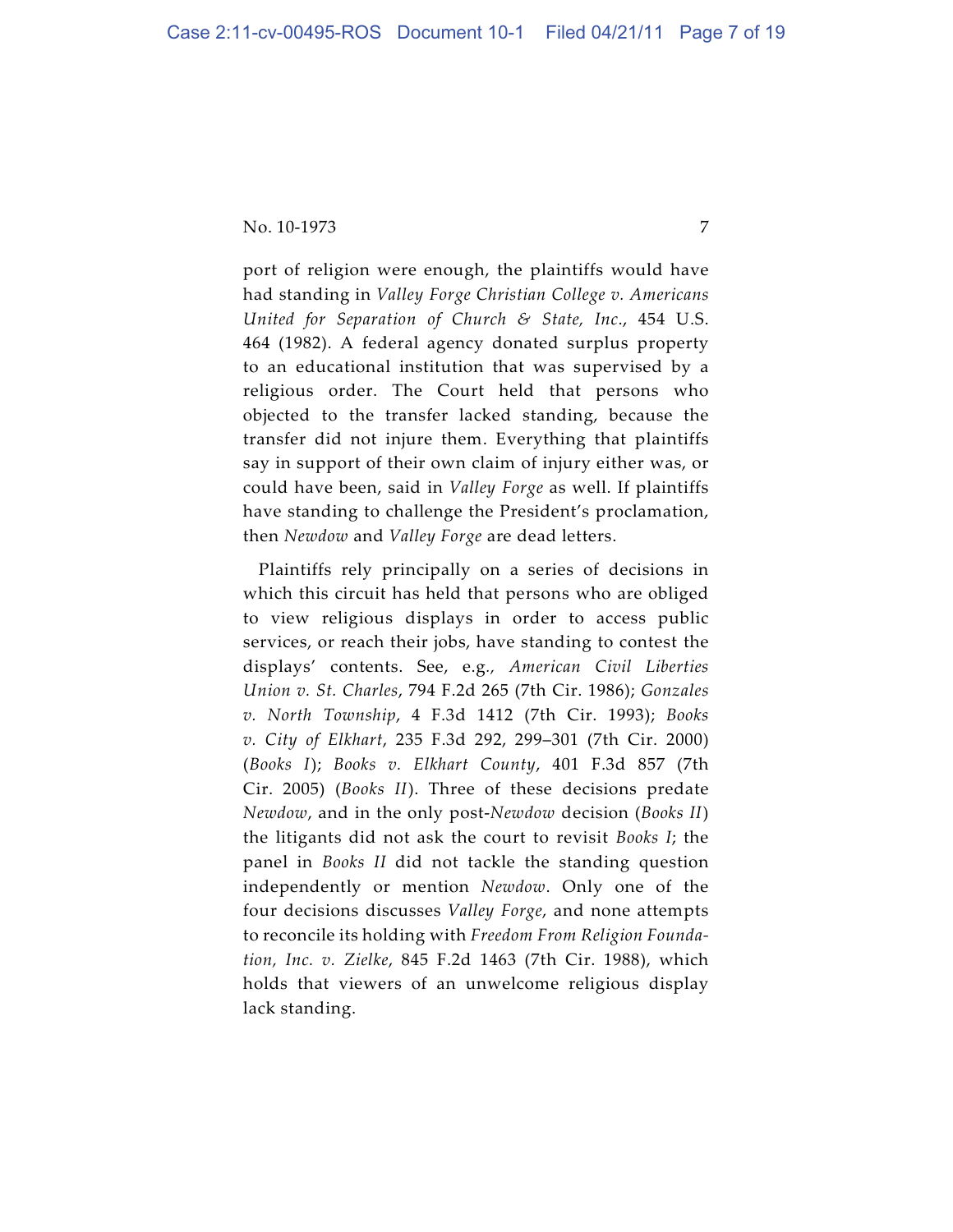port of religion were enough, the plaintiffs would have had standing in *Valley Forge Christian College v. Americans United for Separation of Church & State, Inc.*, 454 U.S. 464 (1982). A federal agency donated surplus property to an educational institution that was supervised by a religious order. The Court held that persons who objected to the transfer lacked standing, because the transfer did not injure them. Everything that plaintiffs say in support of their own claim of injury either was, or could have been, said in *Valley Forge* as well. If plaintiffs have standing to challenge the President's proclamation, then *Newdow* and *Valley Forge* are dead letters.

Plaintiffs rely principally on a series of decisions in which this circuit has held that persons who are obliged to view religious displays in order to access public services, or reach their jobs, have standing to contest the displays' contents. See, e.g., *American Civil Liberties Union v. St. Charles*, 794 F.2d 265 (7th Cir. 1986); *Gonzales v. North Township*, 4 F.3d 1412 (7th Cir. 1993); *Books v. City of Elkhart*, 235 F.3d 292, 299–301 (7th Cir. 2000) (*Books I*); *Books v. Elkhart County*, 401 F.3d 857 (7th Cir. 2005) (*Books II*). Three of these decisions predate *Newdow*, and in the only post-*Newdow* decision (*Books II*) the litigants did not ask the court to revisit *Books I*; the panel in *Books II* did not tackle the standing question independently or mention *Newdow*. Only one of the four decisions discusses *Valley Forge*, and none attempts to reconcile its holding with *Freedom From Religion Foundation, Inc. v. Zielke*, 845 F.2d 1463 (7th Cir. 1988), which holds that viewers of an unwelcome religious display lack standing.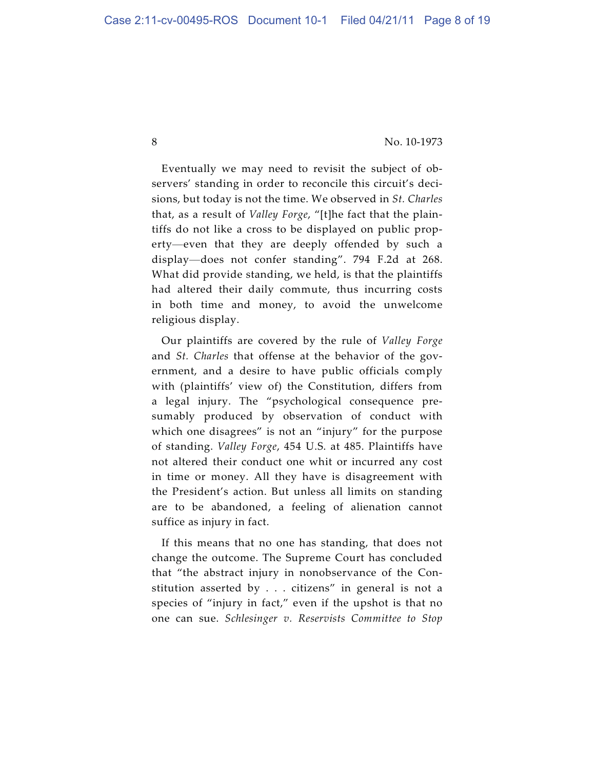Eventually we may need to revisit the subject of observers' standing in order to reconcile this circuit's decisions, but today is not the time. We observed in *St. Charles* that, as a result of *Valley Forge*, "[t]he fact that the plaintiffs do not like a cross to be displayed on public property—even that they are deeply offended by such a display—does not confer standing". 794 F.2d at 268. What did provide standing, we held, is that the plaintiffs had altered their daily commute, thus incurring costs in both time and money, to avoid the unwelcome religious display.

Our plaintiffs are covered by the rule of *Valley Forge* and *St. Charles* that offense at the behavior of the government, and a desire to have public officials comply with (plaintiffs' view of) the Constitution, differs from a legal injury. The "psychological consequence presumably produced by observation of conduct with which one disagrees" is not an "injury" for the purpose of standing. *Valley Forge*, 454 U.S. at 485. Plaintiffs have not altered their conduct one whit or incurred any cost in time or money. All they have is disagreement with the President's action. But unless all limits on standing are to be abandoned, a feeling of alienation cannot suffice as injury in fact.

If this means that no one has standing, that does not change the outcome. The Supreme Court has concluded that "the abstract injury in nonobservance of the Constitution asserted by . . . citizens" in general is not a species of "injury in fact," even if the upshot is that no one can sue. *Schlesinger v. Reservists Committee to Stop*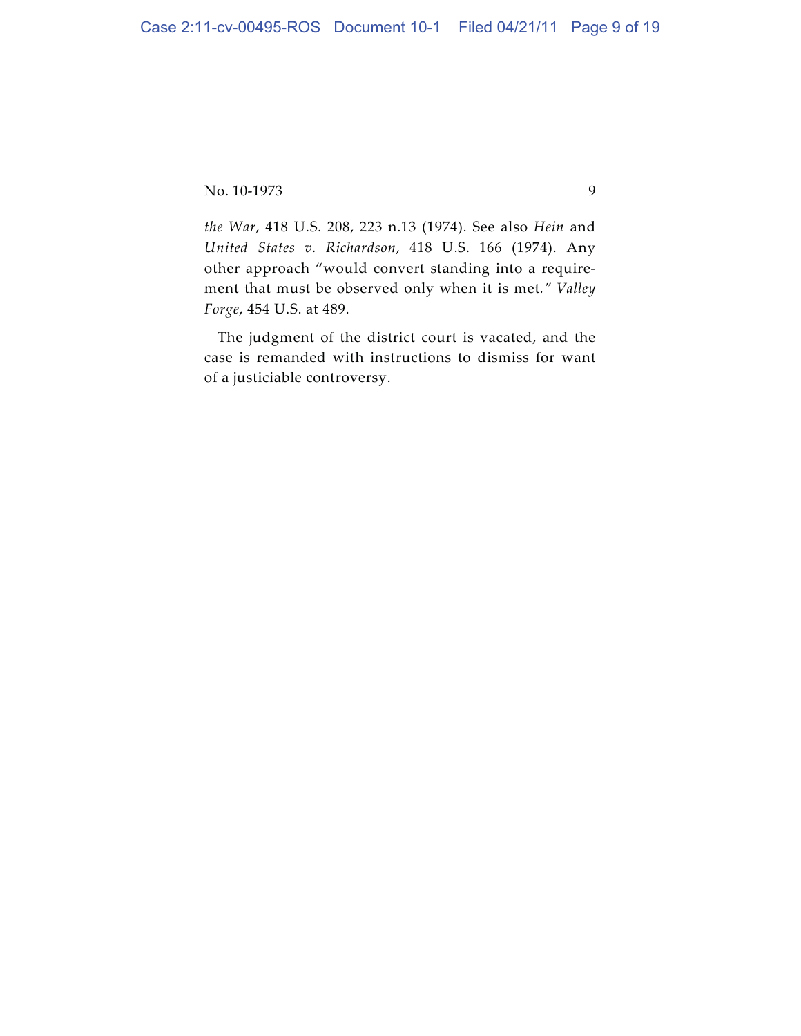*the War*, 418 U.S. 208, 223 n.13 (1974). See also *Hein* and *United States v. Richardson*, 418 U.S. 166 (1974). Any other approach "would convert standing into a requirement that must be observed only when it is met." *Valley Forge*, 454 U.S. at 489.

The judgment of the district court is vacated, and the case is remanded with instructions to dismiss for want of a justiciable controversy.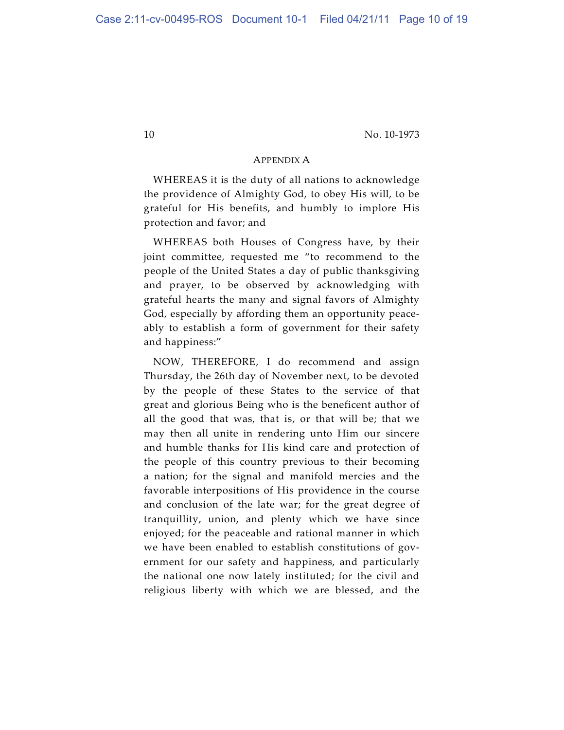## APPENDIX A

WHEREAS it is the duty of all nations to acknowledge the providence of Almighty God, to obey His will, to be grateful for His benefits, and humbly to implore His protection and favor; and

WHEREAS both Houses of Congress have, by their joint committee, requested me "to recommend to the people of the United States a day of public thanksgiving and prayer, to be observed by acknowledging with grateful hearts the many and signal favors of Almighty God, especially by affording them an opportunity peaceably to establish a form of government for their safety and happiness:"

NOW, THEREFORE, I do recommend and assign Thursday, the 26th day of November next, to be devoted by the people of these States to the service of that great and glorious Being who is the beneficent author of all the good that was, that is, or that will be; that we may then all unite in rendering unto Him our sincere and humble thanks for His kind care and protection of the people of this country previous to their becoming a nation; for the signal and manifold mercies and the favorable interpositions of His providence in the course and conclusion of the late war; for the great degree of tranquillity, union, and plenty which we have since enjoyed; for the peaceable and rational manner in which we have been enabled to establish constitutions of government for our safety and happiness, and particularly the national one now lately instituted; for the civil and religious liberty with which we are blessed, and the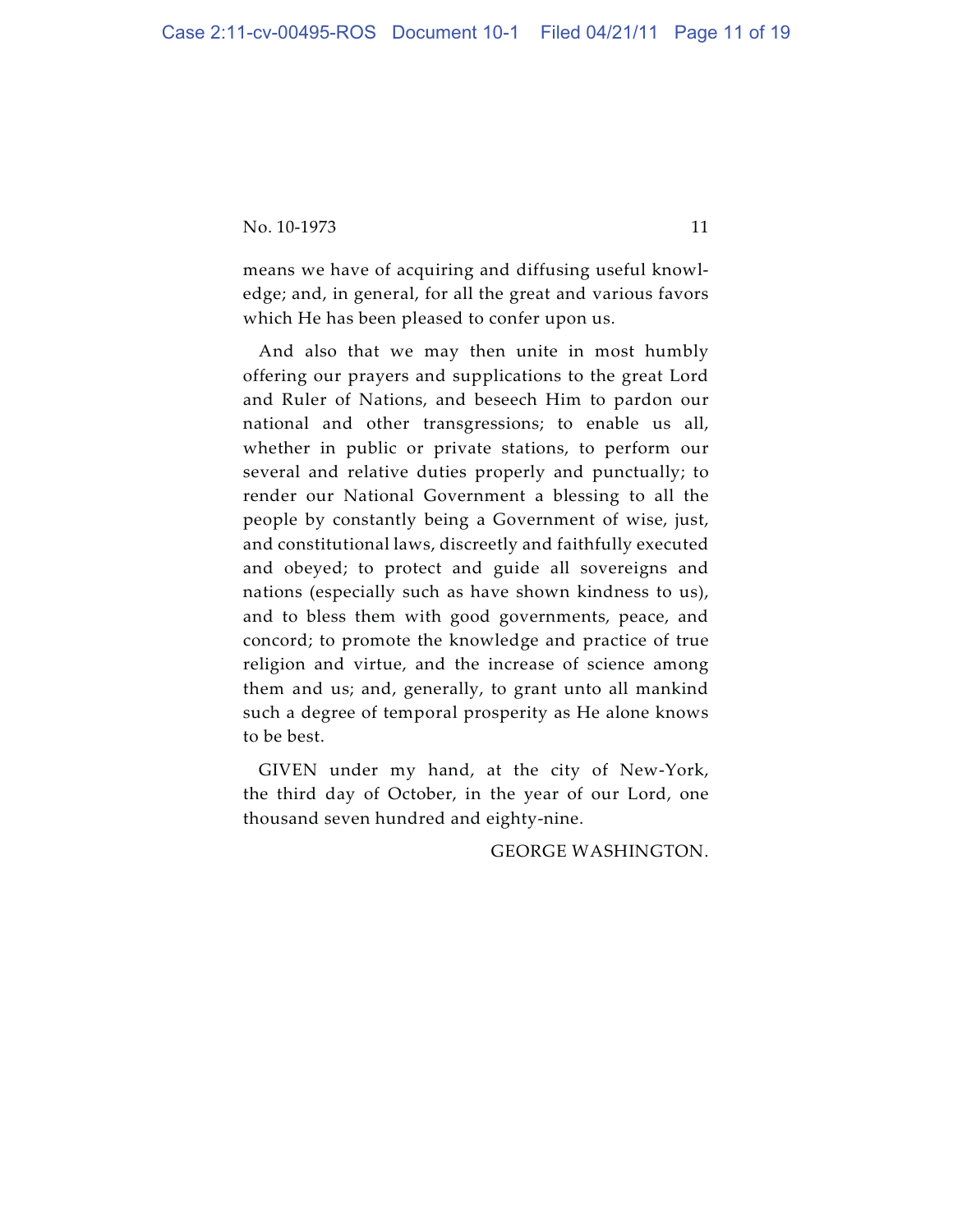means we have of acquiring and diffusing useful knowledge; and, in general, for all the great and various favors which He has been pleased to confer upon us.

And also that we may then unite in most humbly offering our prayers and supplications to the great Lord and Ruler of Nations, and beseech Him to pardon our national and other transgressions; to enable us all, whether in public or private stations, to perform our several and relative duties properly and punctually; to render our National Government a blessing to all the people by constantly being a Government of wise, just, and constitutional laws, discreetly and faithfully executed and obeyed; to protect and guide all sovereigns and nations (especially such as have shown kindness to us), and to bless them with good governments, peace, and concord; to promote the knowledge and practice of true religion and virtue, and the increase of science among them and us; and, generally, to grant unto all mankind such a degree of temporal prosperity as He alone knows to be best.

GIVEN under my hand, at the city of New-York, the third day of October, in the year of our Lord, one thousand seven hundred and eighty-nine.

GEORGE WASHINGTON.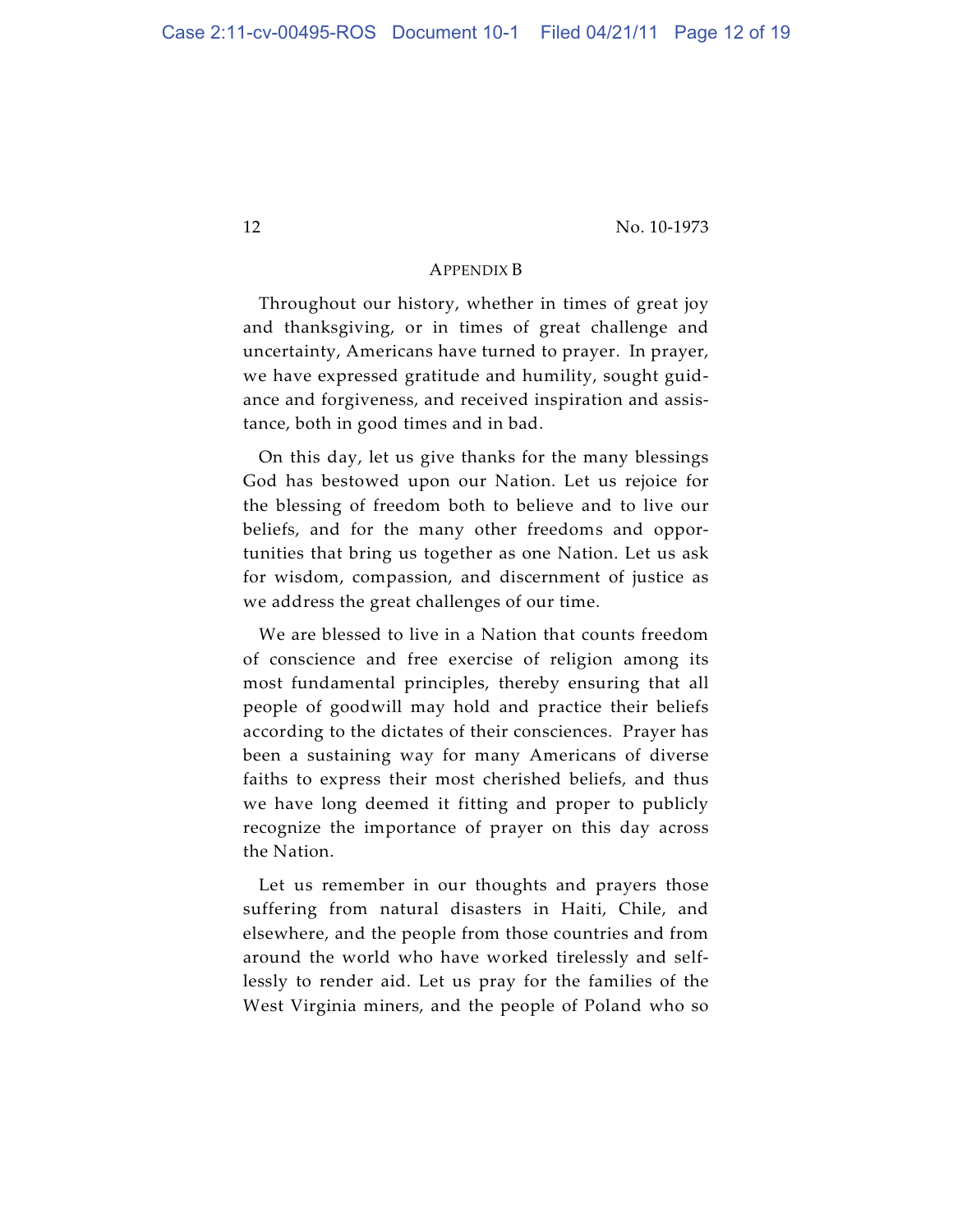APPENDIX B

Throughout our history, whether in times of great joy and thanksgiving, or in times of great challenge and uncertainty, Americans have turned to prayer. In prayer, we have expressed gratitude and humility, sought guidance and forgiveness, and received inspiration and assistance, both in good times and in bad.

On this day, let us give thanks for the many blessings God has bestowed upon our Nation. Let us rejoice for the blessing of freedom both to believe and to live our beliefs, and for the many other freedoms and opportunities that bring us together as one Nation. Let us ask for wisdom, compassion, and discernment of justice as we address the great challenges of our time.

We are blessed to live in a Nation that counts freedom of conscience and free exercise of religion among its most fundamental principles, thereby ensuring that all people of goodwill may hold and practice their beliefs according to the dictates of their consciences. Prayer has been a sustaining way for many Americans of diverse faiths to express their most cherished beliefs, and thus we have long deemed it fitting and proper to publicly recognize the importance of prayer on this day across the Nation.

Let us remember in our thoughts and prayers those suffering from natural disasters in Haiti, Chile, and elsewhere, and the people from those countries and from around the world who have worked tirelessly and selflessly to render aid. Let us pray for the families of the West Virginia miners, and the people of Poland who so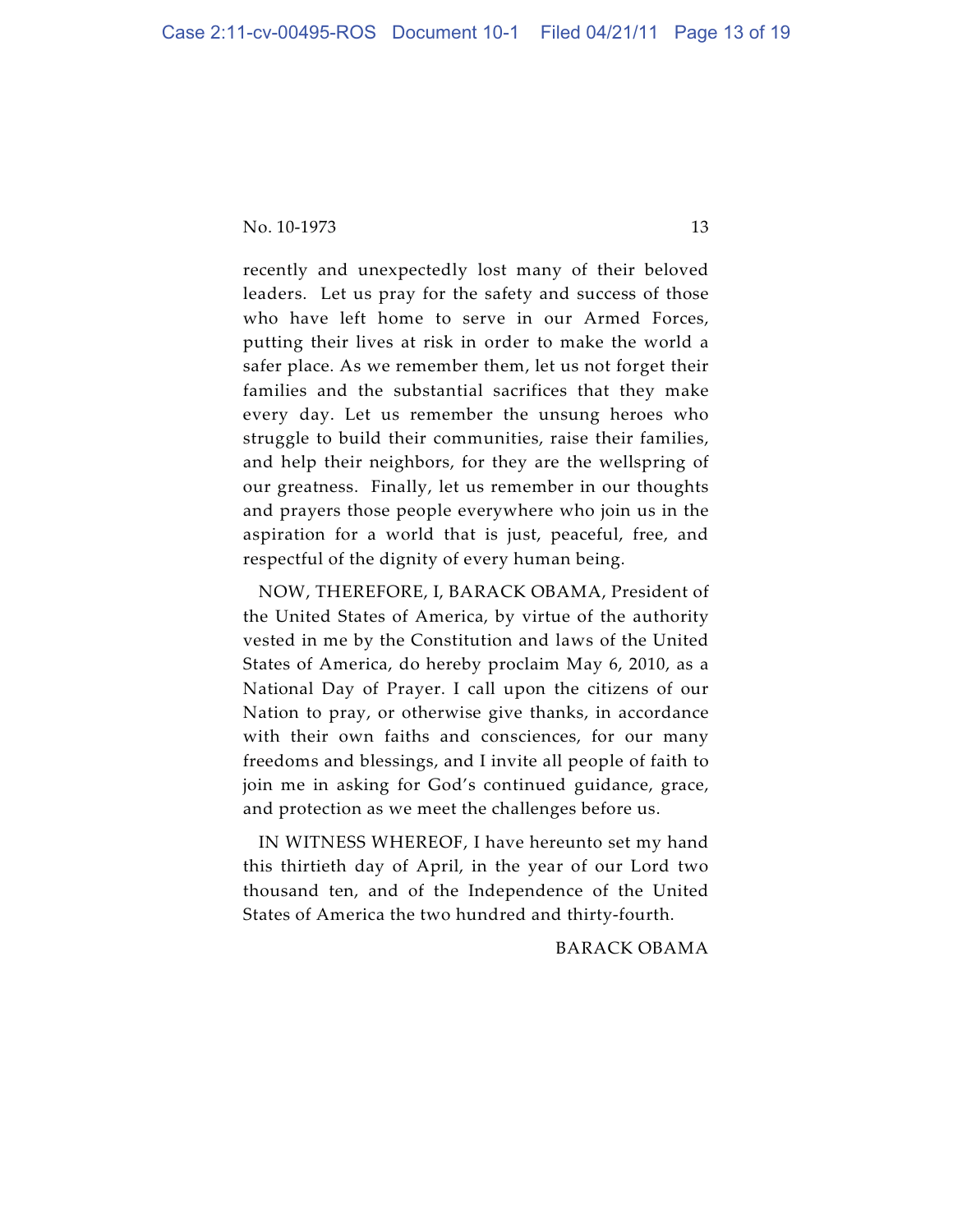recently and unexpectedly lost many of their beloved leaders. Let us pray for the safety and success of those who have left home to serve in our Armed Forces, putting their lives at risk in order to make the world a safer place. As we remember them, let us not forget their families and the substantial sacrifices that they make every day. Let us remember the unsung heroes who struggle to build their communities, raise their families, and help their neighbors, for they are the wellspring of our greatness. Finally, let us remember in our thoughts and prayers those people everywhere who join us in the aspiration for a world that is just, peaceful, free, and respectful of the dignity of every human being.

NOW, THEREFORE, I, BARACK OBAMA, President of the United States of America, by virtue of the authority vested in me by the Constitution and laws of the United States of America, do hereby proclaim May 6, 2010, as a National Day of Prayer. I call upon the citizens of our Nation to pray, or otherwise give thanks, in accordance with their own faiths and consciences, for our many freedoms and blessings, and I invite all people of faith to join me in asking for God's continued guidance, grace, and protection as we meet the challenges before us.

IN WITNESS WHEREOF, I have hereunto set my hand this thirtieth day of April, in the year of our Lord two thousand ten, and of the Independence of the United States of America the two hundred and thirty-fourth.

BARACK OBAMA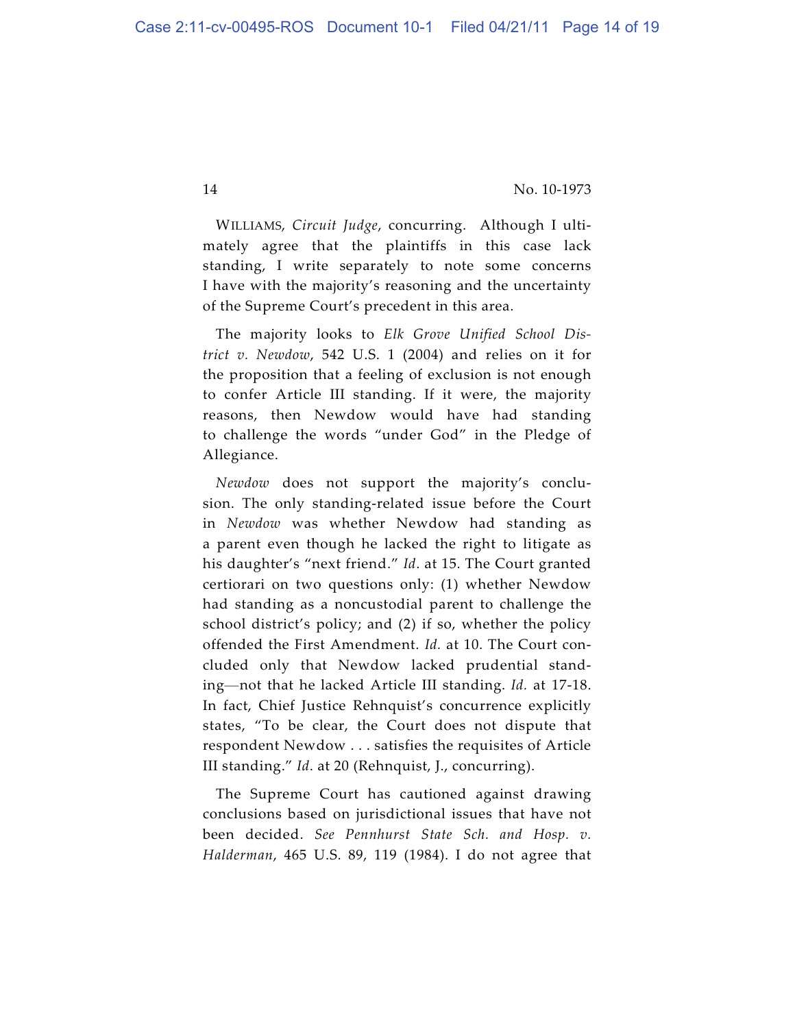WILLIAMS, *Circuit Judge*, concurring. Although I ultimately agree that the plaintiffs in this case lack standing, I write separately to note some concerns I have with the majority's reasoning and the uncertainty of the Supreme Court's precedent in this area.

The majority looks to *Elk Grove Unified School District v. Newdow*, 542 U.S. 1 (2004) and relies on it for the proposition that a feeling of exclusion is not enough to confer Article III standing. If it were, the majority reasons, then Newdow would have had standing to challenge the words "under God" in the Pledge of Allegiance.

*Newdow* does not support the majority's conclusion. The only standing-related issue before the Court in *Newdow* was whether Newdow had standing as a parent even though he lacked the right to litigate as his daughter's "next friend." *Id*. at 15. The Court granted certiorari on two questions only: (1) whether Newdow had standing as a noncustodial parent to challenge the school district's policy; and (2) if so, whether the policy offended the First Amendment. *Id.* at 10. The Court concluded only that Newdow lacked prudential standing—not that he lacked Article III standing. *Id.* at 17-18. In fact, Chief Justice Rehnquist's concurrence explicitly states, "To be clear, the Court does not dispute that respondent Newdow . . . satisfies the requisites of Article III standing." *Id*. at 20 (Rehnquist, J., concurring).

The Supreme Court has cautioned against drawing conclusions based on jurisdictional issues that have not been decided. *See Pennhurst State Sch. and Hosp. v. Halderman*, 465 U.S. 89, 119 (1984). I do not agree that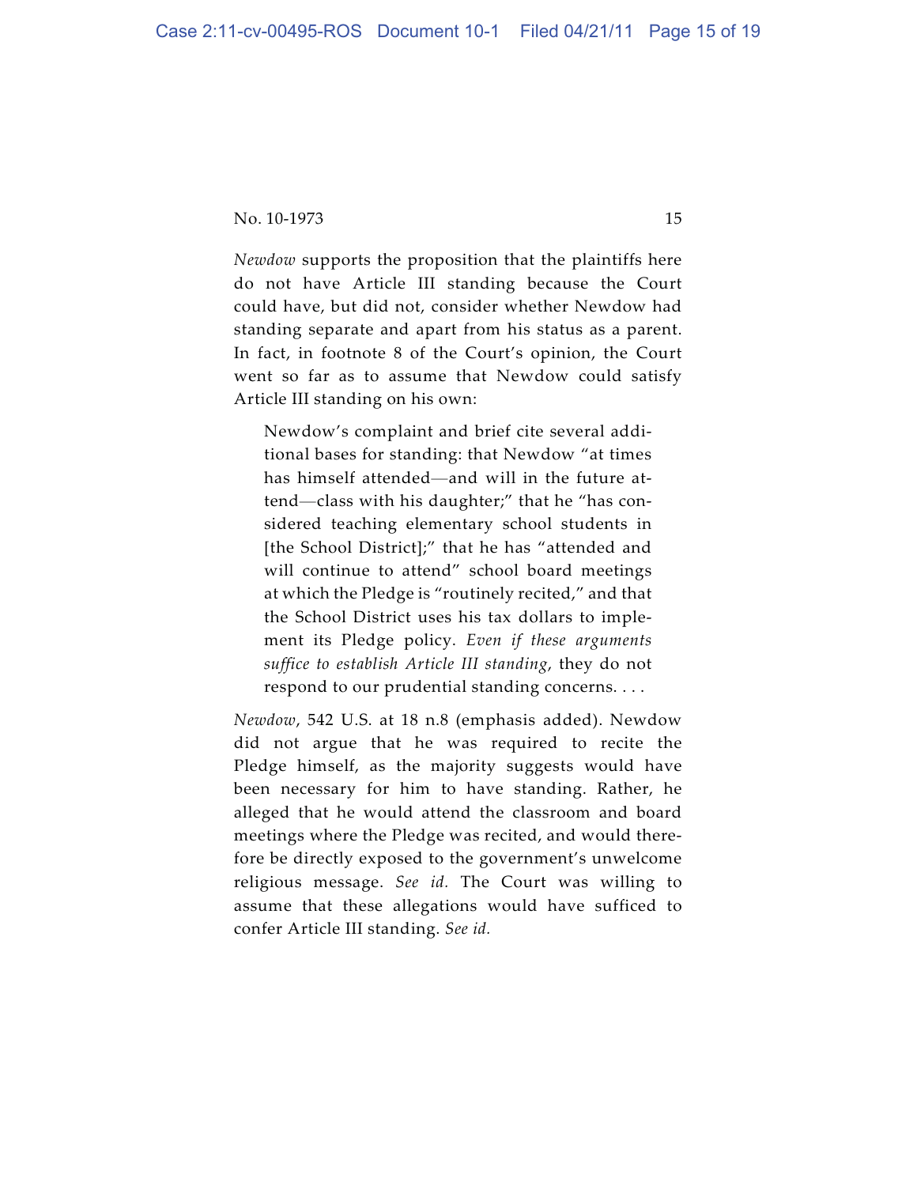*Newdow* supports the proposition that the plaintiffs here do not have Article III standing because the Court could have, but did not, consider whether Newdow had standing separate and apart from his status as a parent. In fact, in footnote 8 of the Court's opinion, the Court went so far as to assume that Newdow could satisfy Article III standing on his own:

> Newdow's complaint and brief cite several additional bases for standing: that Newdow "at times has himself attended—and will in the future attend—class with his daughter;" that he "has considered teaching elementary school students in [the School District];" that he has "attended and will continue to attend" school board meetings at which the Pledge is "routinely recited," and that the School District uses his tax dollars to implement its Pledge policy. *Even if these arguments suffice to establish Article III standing*, they do not respond to our prudential standing concerns. . . .

*Newdow*, 542 U.S. at 18 n.8 (emphasis added). Newdow did not argue that he was required to recite the Pledge himself, as the majority suggests would have been necessary for him to have standing. Rather, he alleged that he would attend the classroom and board meetings where the Pledge was recited, and would therefore be directly exposed to the government's unwelcome religious message. *See id.* The Court was willing to assume that these allegations would have sufficed to confer Article III standing. *See id.*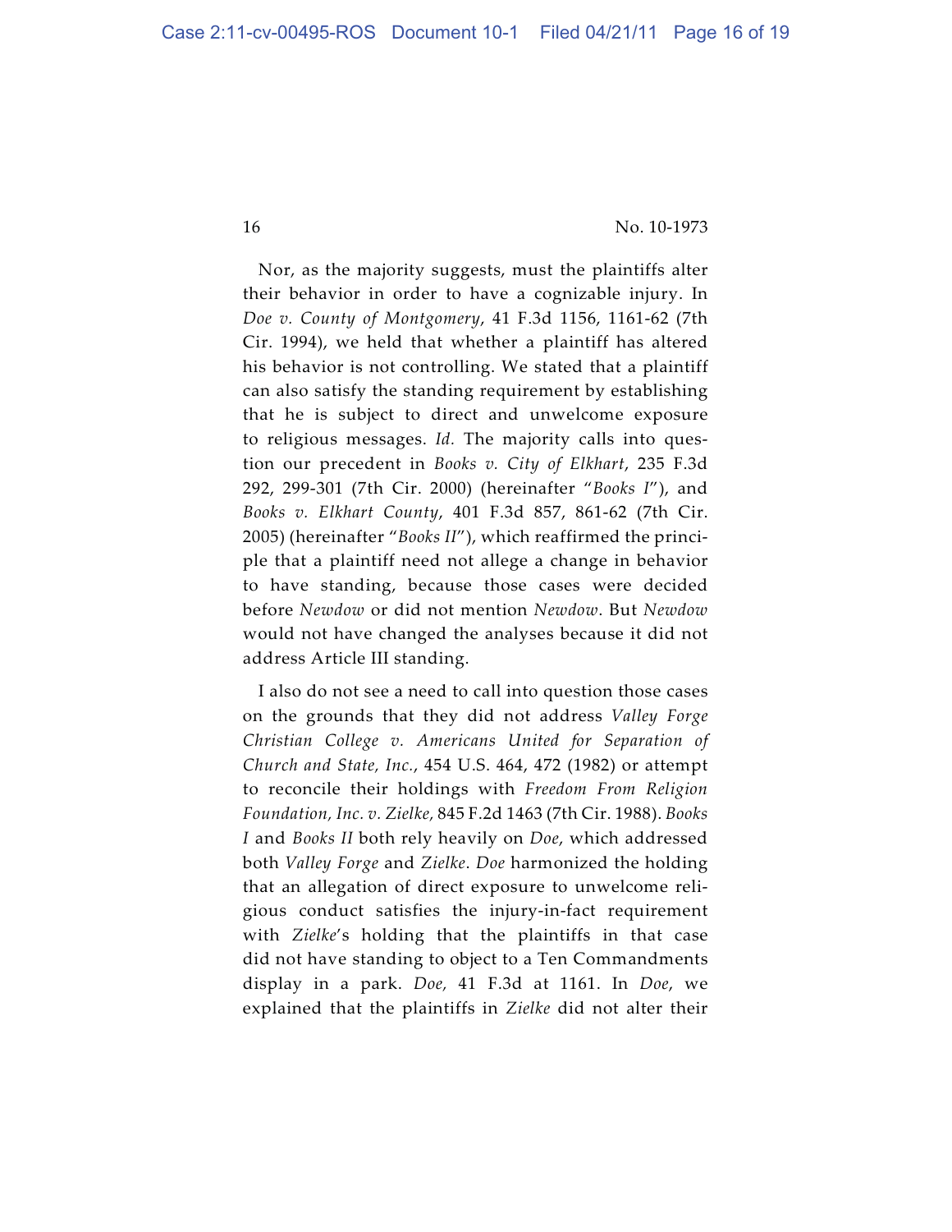Nor, as the majority suggests, must the plaintiffs alter their behavior in order to have a cognizable injury. In *Doe v. County of Montgomery*, 41 F.3d 1156, 1161-62 (7th Cir. 1994), we held that whether a plaintiff has altered his behavior is not controlling. We stated that a plaintiff can also satisfy the standing requirement by establishing that he is subject to direct and unwelcome exposure to religious messages. *Id.* The majority calls into question our precedent in *Books v. City of Elkhart*, 235 F.3d 292, 299-301 (7th Cir. 2000) (hereinafter "*Books I*"), and *Books v. Elkhart County*, 401 F.3d 857, 861-62 (7th Cir. 2005) (hereinafter "*Books II*"), which reaffirmed the principle that a plaintiff need not allege a change in behavior to have standing, because those cases were decided before *Newdow* or did not mention *Newdow*. But *Newdow* would not have changed the analyses because it did not address Article III standing.

I also do not see a need to call into question those cases on the grounds that they did not address *Valley Forge Christian College v. Americans United for Separation of Church and State, Inc.*, 454 U.S. 464, 472 (1982) or attempt to reconcile their holdings with *Freedom From Religion Foundation, Inc. v. Zielke*, 845 F.2d 1463 (7th Cir. 1988). *Books I* and *Books II* both rely heavily on *Doe*, which addressed both *Valley Forge* and *Zielke*. *Doe* harmonized the holding that an allegation of direct exposure to unwelcome religious conduct satisfies the injury-in-fact requirement with *Zielke*'s holding that the plaintiffs in that case did not have standing to object to a Ten Commandments display in a park. *Doe*, 41 F.3d at 1161. In *Doe*, we explained that the plaintiffs in *Zielke* did not alter their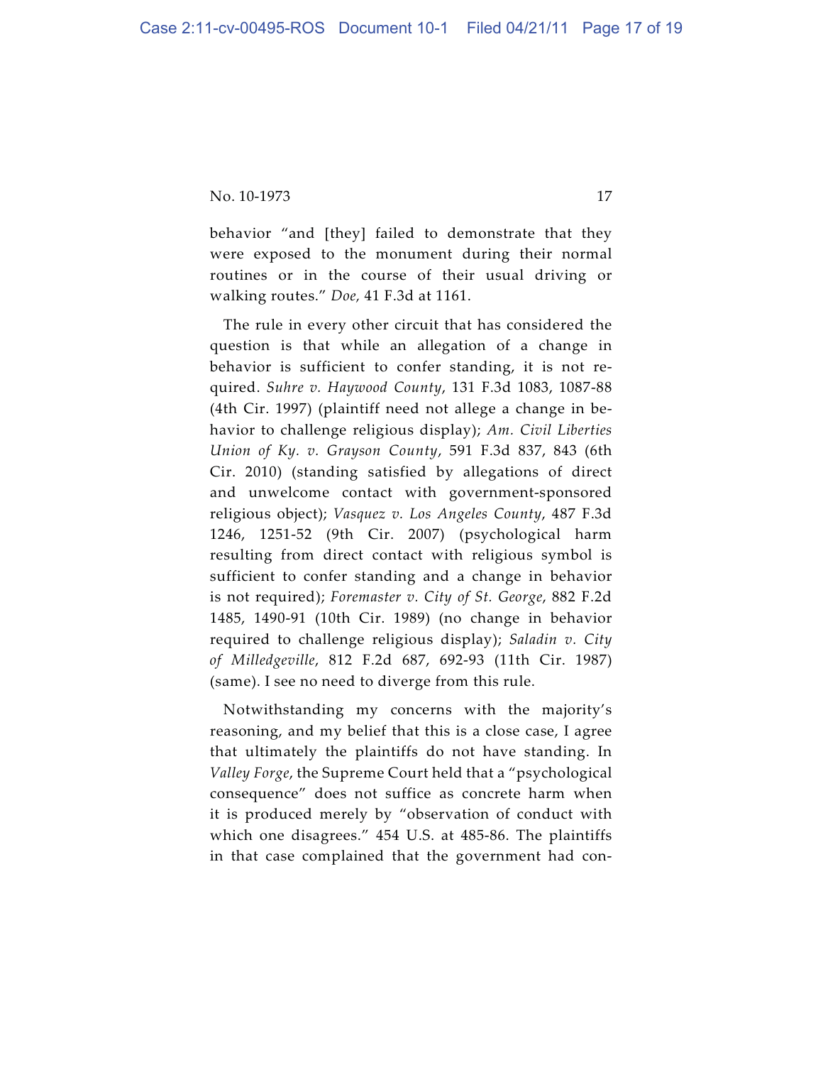behavior "and [they] failed to demonstrate that they were exposed to the monument during their normal routines or in the course of their usual driving or walking routes." *Doe,* 41 F.3d at 1161.

The rule in every other circuit that has considered the question is that while an allegation of a change in behavior is sufficient to confer standing, it is not required. *Suhre v. Haywood County*, 131 F.3d 1083, 1087-88 (4th Cir. 1997) (plaintiff need not allege a change in behavior to challenge religious display); *Am. Civil Liberties Union of Ky. v. Grayson County*, 591 F.3d 837, 843 (6th Cir. 2010) (standing satisfied by allegations of direct and unwelcome contact with government-sponsored religious object); *Vasquez v. Los Angeles County*, 487 F.3d 1246, 1251-52 (9th Cir. 2007) (psychological harm resulting from direct contact with religious symbol is sufficient to confer standing and a change in behavior is not required); *Foremaster v. City of St. George*, 882 F.2d 1485, 1490-91 (10th Cir. 1989) (no change in behavior required to challenge religious display); *Saladin v. City of Milledgeville*, 812 F.2d 687, 692-93 (11th Cir. 1987) (same). I see no need to diverge from this rule.

Notwithstanding my concerns with the majority's reasoning, and my belief that this is a close case, I agree that ultimately the plaintiffs do not have standing. In *Valley Forge*, the Supreme Court held that a "psychological consequence" does not suffice as concrete harm when it is produced merely by "observation of conduct with which one disagrees." 454 U.S. at 485-86. The plaintiffs in that case complained that the government had con-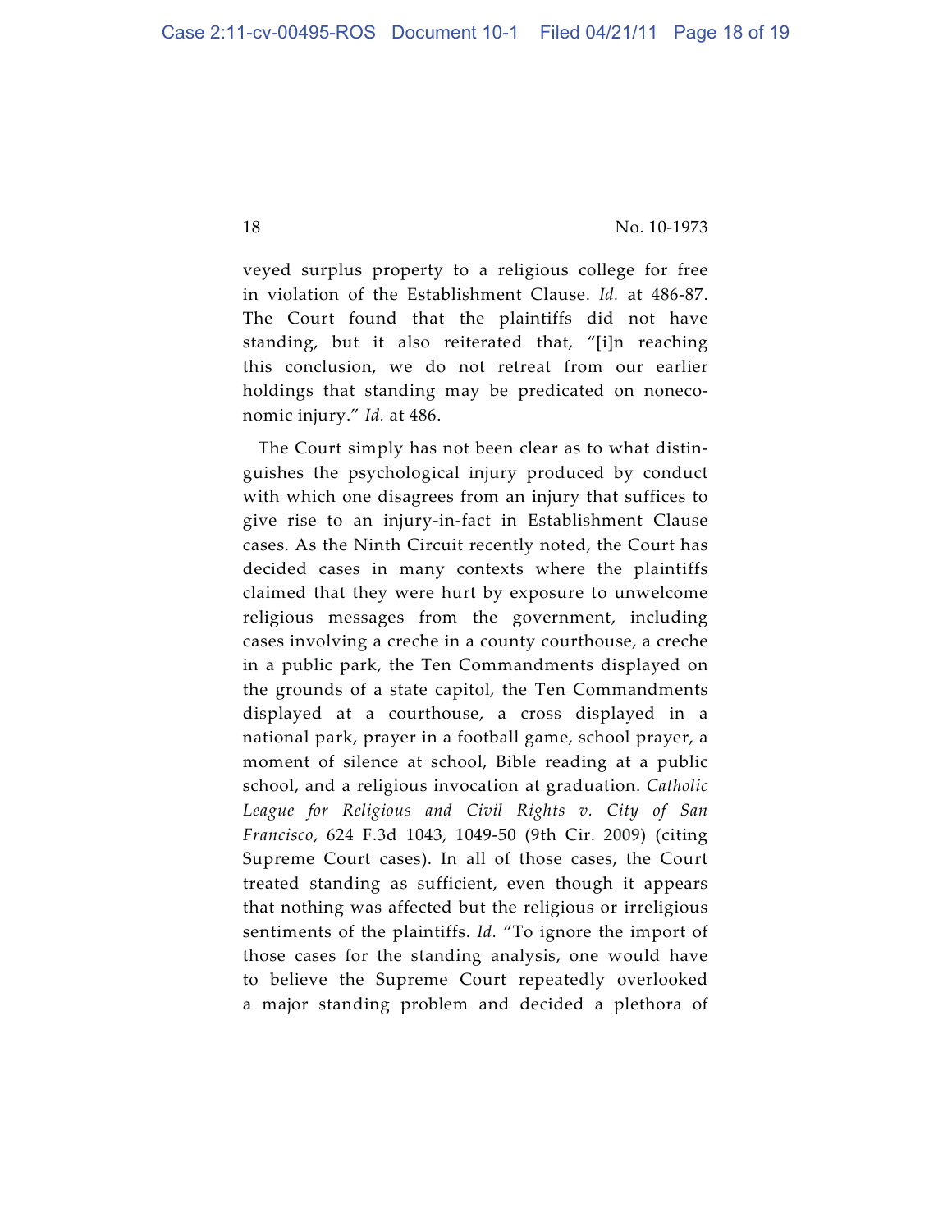veyed surplus property to a religious college for free in violation of the Establishment Clause. *Id.* at 486-87. The Court found that the plaintiffs did not have standing, but it also reiterated that, "[i]n reaching this conclusion, we do not retreat from our earlier holdings that standing may be predicated on noneconomic injury." *Id.* at 486.

The Court simply has not been clear as to what distinguishes the psychological injury produced by conduct with which one disagrees from an injury that suffices to give rise to an injury-in-fact in Establishment Clause cases. As the Ninth Circuit recently noted, the Court has decided cases in many contexts where the plaintiffs claimed that they were hurt by exposure to unwelcome religious messages from the government, including cases involving a creche in a county courthouse, a creche in a public park, the Ten Commandments displayed on the grounds of a state capitol, the Ten Commandments displayed at a courthouse, a cross displayed in a national park, prayer in a football game, school prayer, a moment of silence at school, Bible reading at a public school, and a religious invocation at graduation. *Catholic League for Religious and Civil Rights v. City of San Francisco*, 624 F.3d 1043, 1049-50 (9th Cir. 2009) (citing Supreme Court cases). In all of those cases, the Court treated standing as sufficient, even though it appears that nothing was affected but the religious or irreligious sentiments of the plaintiffs. *Id.* "To ignore the import of those cases for the standing analysis, one would have to believe the Supreme Court repeatedly overlooked a major standing problem and decided a plethora of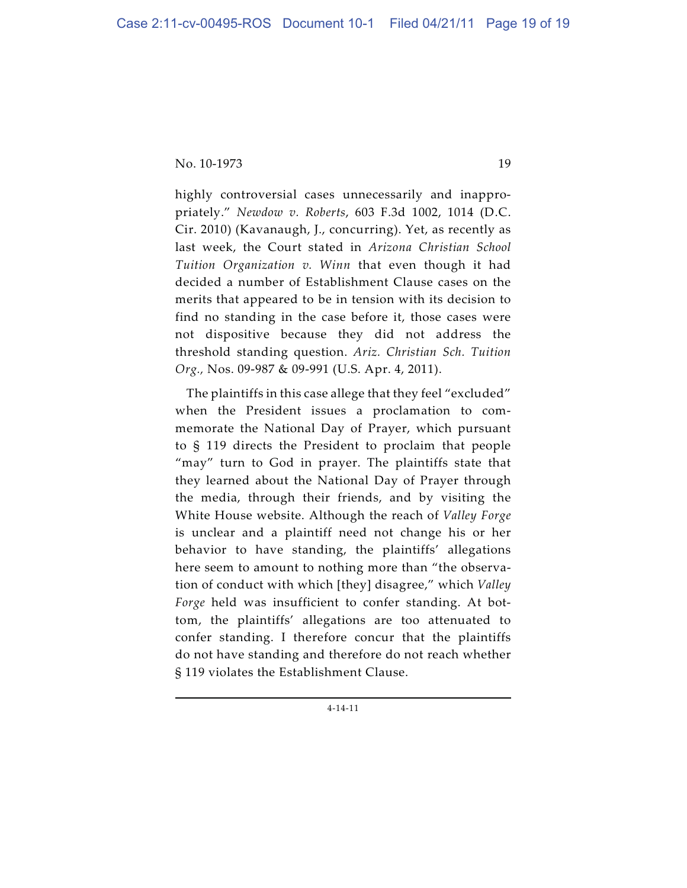highly controversial cases unnecessarily and inappropriately." *Newdow v. Roberts*, 603 F.3d 1002, 1014 (D.C. Cir. 2010) (Kavanaugh, J., concurring). Yet, as recently as last week, the Court stated in *Arizona Christian School Tuition Organization v. Winn* that even though it had decided a number of Establishment Clause cases on the merits that appeared to be in tension with its decision to find no standing in the case before it, those cases were not dispositive because they did not address the threshold standing question. *Ariz. Christian Sch. Tuition Org.*, Nos. 09-987 & 09-991 (U.S. Apr. 4, 2011).

The plaintiffs in this case allege that they feel "excluded" when the President issues a proclamation to commemorate the National Day of Prayer, which pursuant to § 119 directs the President to proclaim that people "may" turn to God in prayer. The plaintiffs state that they learned about the National Day of Prayer through the media, through their friends, and by visiting the White House website. Although the reach of *Valley Forge* is unclear and a plaintiff need not change his or her behavior to have standing, the plaintiffs' allegations here seem to amount to nothing more than "the observation of conduct with which [they] disagree," which *Valley Forge* held was insufficient to confer standing. At bottom, the plaintiffs' allegations are too attenuated to confer standing. I therefore concur that the plaintiffs do not have standing and therefore do not reach whether § 119 violates the Establishment Clause.

---

4-14-11